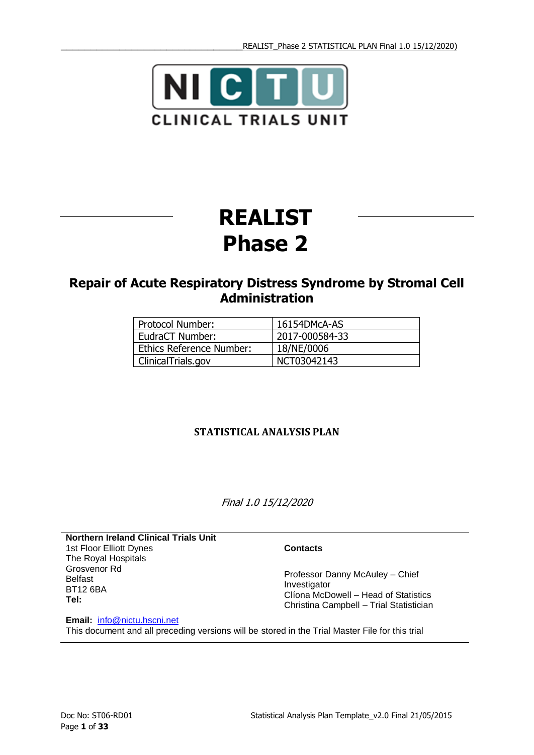NI CTU

CLINICAL TRIALS UNIT

# REALIST
# Phase 2

## Repair of Acute Respiratory Distress Syndrome by Stromal Cell Administration

| Protocol Number: | 16154DMcA-AS |
|---|---|
| EudraCT Number: | 2017-000584-33 |
| Ethics Reference Number: | 18/NE/0006 |
| ClinicalTrials.gov | NCT03042143 |

**STATISTICAL ANALYSIS PLAN**

*Final 1.0 15/12/2020*

**Northern Ireland Clinical Trials Unit**
1st Floor Elliott Dynes
The Royal Hospitals
Grosvenor Rd
Belfast
BT12 6BA
**Tel:**

**Contacts**

Professor Danny McAuley – Chief Investigator
Clíona McDowell – Head of Statistics
Christina Campbell – Trial Statistician

**Email:** info@nictu.hscni.net
This document and all preceding versions will be stored in the Trial Master File for this trial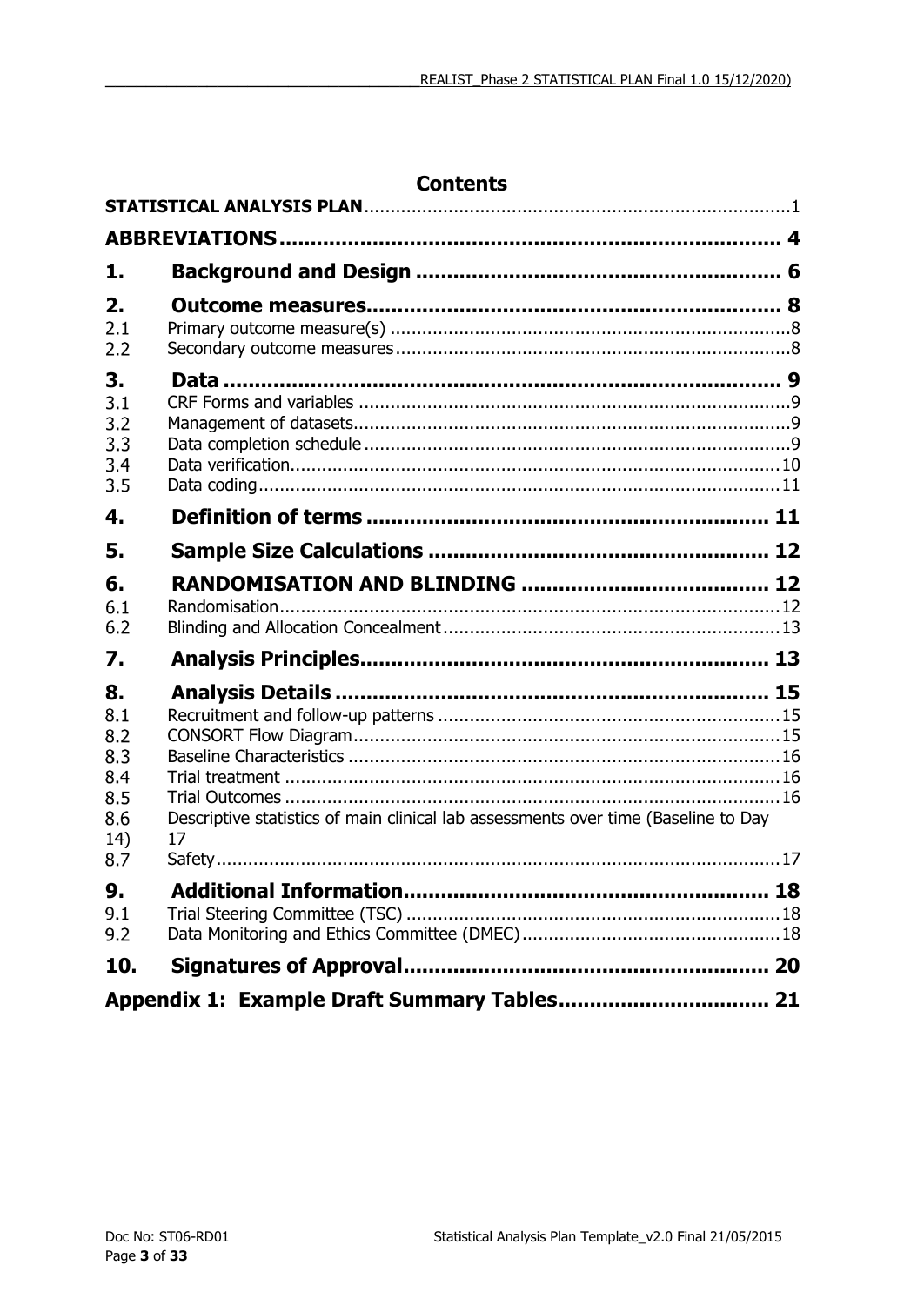# Contents

**STATISTICAL ANALYSIS PLAN** .......... 1

**ABBREVIATIONS** .......... 4

**1. Background and Design** .......... 6

**2. Outcome measures** .......... 8

- 2.1 Primary outcome measure(s) .......... 8
- 2.2 Secondary outcome measures .......... 8

**3. Data** .......... 9

- 3.1 CRF Forms and variables .......... 9
- 3.2 Management of datasets .......... 9
- 3.3 Data completion schedule .......... 9
- 3.4 Data verification .......... 10
- 3.5 Data coding .......... 11

**4. Definition of terms** .......... 11

**5. Sample Size Calculations** .......... 12

**6. RANDOMISATION AND BLINDING** .......... 12

- 6.1 Randomisation .......... 12
- 6.2 Blinding and Allocation Concealment .......... 13

**7. Analysis Principles** .......... 13

**8. Analysis Details** .......... 15

- 8.1 Recruitment and follow-up patterns .......... 15
- 8.2 CONSORT Flow Diagram .......... 15
- 8.3 Baseline Characteristics .......... 16
- 8.4 Trial treatment .......... 16
- 8.5 Trial Outcomes .......... 16
- 8.6 Descriptive statistics of main clinical lab assessments over time (Baseline to Day 14) .......... 17
- 8.7 Safety .......... 17

**9. Additional Information** .......... 18

- 9.1 Trial Steering Committee (TSC) .......... 18
- 9.2 Data Monitoring and Ethics Committee (DMEC) .......... 18

**10. Signatures of Approval** .......... 20

**Appendix 1: Example Draft Summary Tables** .......... 21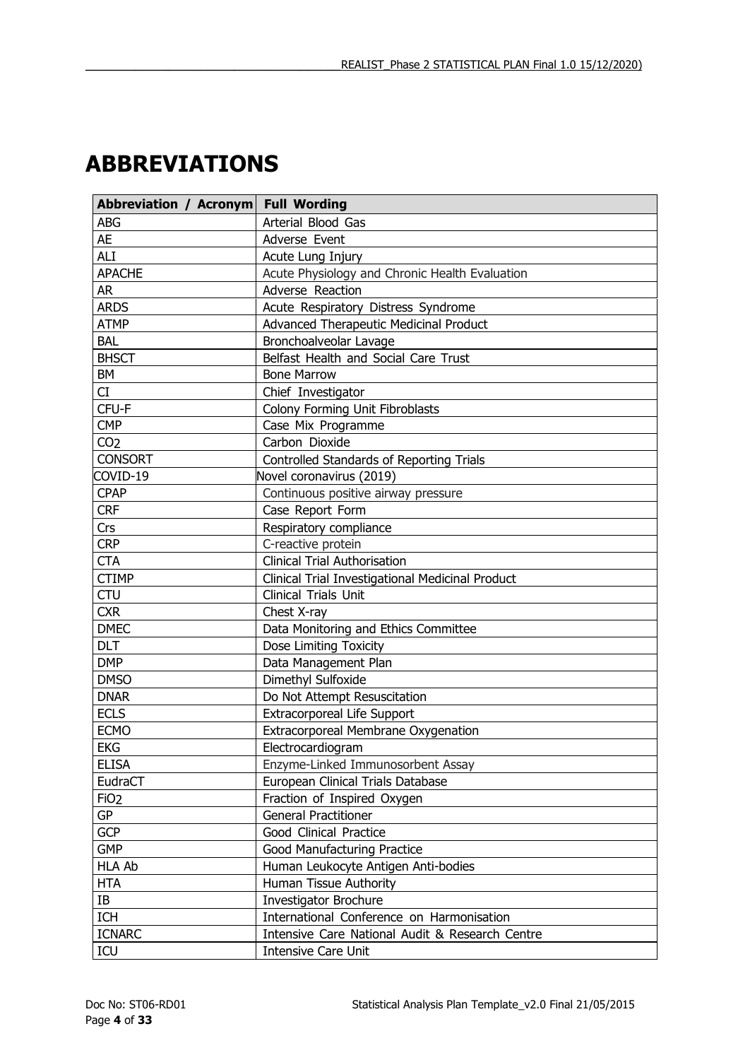# ABBREVIATIONS

| Abbreviation / Acronym | Full Wording |
|---|---|
| ABG | Arterial Blood Gas |
| AE | Adverse Event |
| ALI | Acute Lung Injury |
| APACHE | Acute Physiology and Chronic Health Evaluation |
| AR | Adverse Reaction |
| ARDS | Acute Respiratory Distress Syndrome |
| ATMP | Advanced Therapeutic Medicinal Product |
| BAL | Bronchoalveolar Lavage |
| BHSCT | Belfast Health and Social Care Trust |
| BM | Bone Marrow |
| CI | Chief Investigator |
| CFU-F | Colony Forming Unit Fibroblasts |
| CMP | Case Mix Programme |
| $CO_2$ | Carbon Dioxide |
| CONSORT | Controlled Standards of Reporting Trials |
| COVID-19 | Novel coronavirus (2019) |
| CPAP | Continuous positive airway pressure |
| CRF | Case Report Form |
| Crs | Respiratory compliance |
| CRP | C-reactive protein |
| CTA | Clinical Trial Authorisation |
| CTIMP | Clinical Trial Investigational Medicinal Product |
| CTU | Clinical Trials Unit |
| CXR | Chest X-ray |
| DMEC | Data Monitoring and Ethics Committee |
| DLT | Dose Limiting Toxicity |
| DMP | Data Management Plan |
| DMSO | Dimethyl Sulfoxide |
| DNAR | Do Not Attempt Resuscitation |
| ECLS | Extracorporeal Life Support |
| ECMO | Extracorporeal Membrane Oxygenation |
| EKG | Electrocardiogram |
| ELISA | Enzyme-Linked Immunosorbent Assay |
| EudraCT | European Clinical Trials Database |
| $FiO_2$ | Fraction of Inspired Oxygen |
| GP | General Practitioner |
| GCP | Good Clinical Practice |
| GMP | Good Manufacturing Practice |
| HLA Ab | Human Leukocyte Antigen Anti-bodies |
| HTA | Human Tissue Authority |
| IB | Investigator Brochure |
| ICH | International Conference on Harmonisation |
| ICNARC | Intensive Care National Audit & Research Centre |
| ICU | Intensive Care Unit |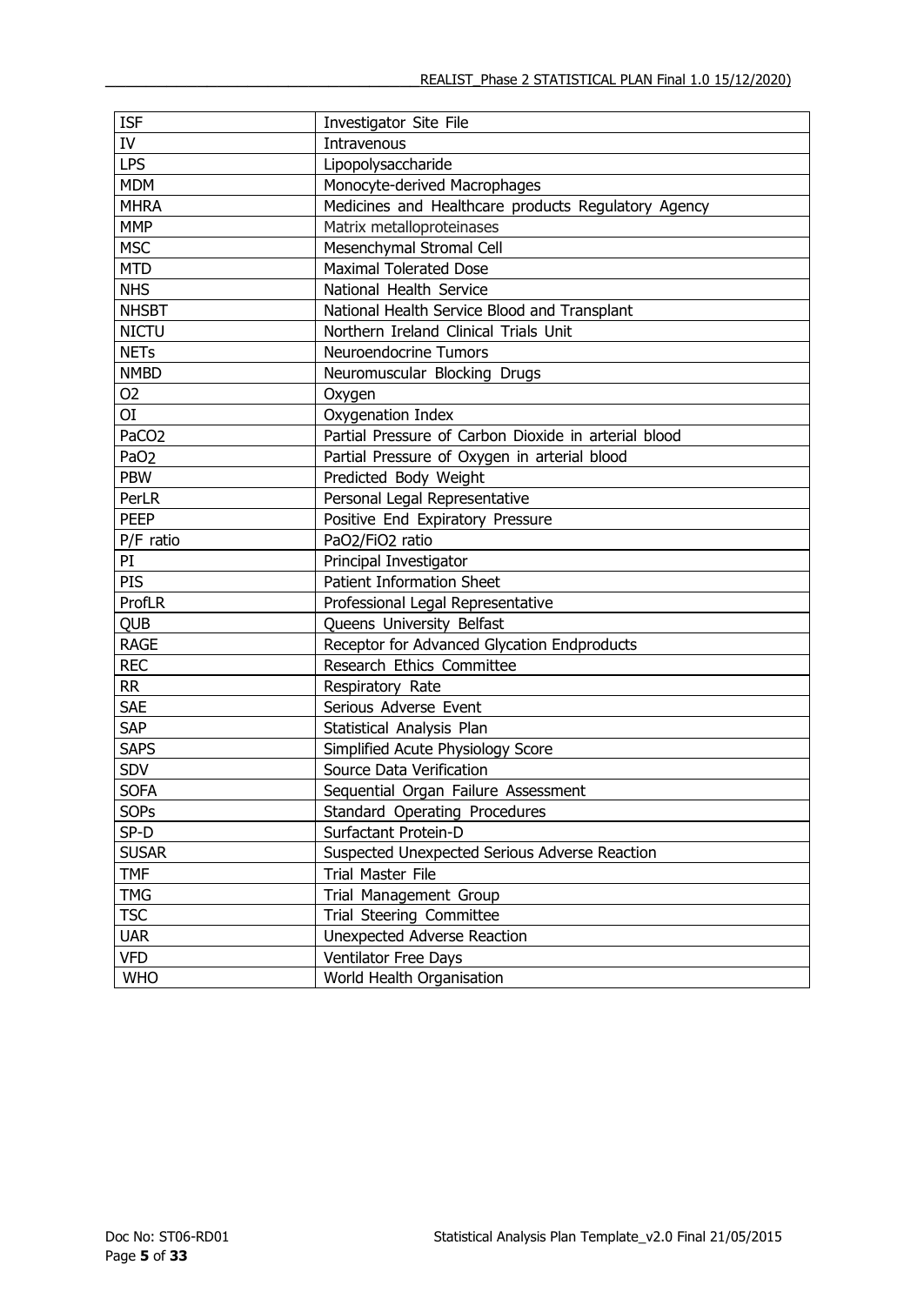| ISF | Investigator Site File |
|---|---|
| IV | Intravenous |
| LPS | Lipopolysaccharide |
| MDM | Monocyte-derived Macrophages |
| MHRA | Medicines and Healthcare products Regulatory Agency |
| MMP | Matrix metalloproteinases |
| MSC | Mesenchymal Stromal Cell |
| MTD | Maximal Tolerated Dose |
| NHS | National Health Service |
| NHSBT | National Health Service Blood and Transplant |
| NICTU | Northern Ireland Clinical Trials Unit |
| NETs | Neuroendocrine Tumors |
| NMBD | Neuromuscular Blocking Drugs |
| $O_2$ | Oxygen |
| OI | Oxygenation Index |
| $PaCO_2$ | Partial Pressure of Carbon Dioxide in arterial blood |
| $PaO_2$ | Partial Pressure of Oxygen in arterial blood |
| PBW | Predicted Body Weight |
| PerLR | Personal Legal Representative |
| PEEP | Positive End Expiratory Pressure |
| P/F ratio | $PaO_2/FiO_2$ ratio |
| PI | Principal Investigator |
| PIS | Patient Information Sheet |
| ProfLR | Professional Legal Representative |
| QUB | Queens University Belfast |
| RAGE | Receptor for Advanced Glycation Endproducts |
| REC | Research Ethics Committee |
| RR | Respiratory Rate |
| SAE | Serious Adverse Event |
| SAP | Statistical Analysis Plan |
| SAPS | Simplified Acute Physiology Score |
| SDV | Source Data Verification |
| SOFA | Sequential Organ Failure Assessment |
| SOPs | Standard Operating Procedures |
| SP-D | Surfactant Protein-D |
| SUSAR | Suspected Unexpected Serious Adverse Reaction |
| TMF | Trial Master File |
| TMG | Trial Management Group |
| TSC | Trial Steering Committee |
| UAR | Unexpected Adverse Reaction |
| VFD | Ventilator Free Days |
| WHO | World Health Organisation |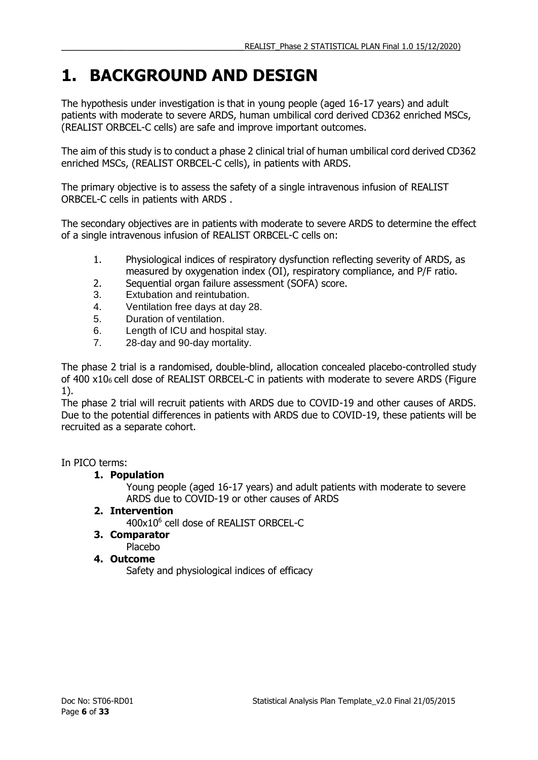# 1. BACKGROUND AND DESIGN

The hypothesis under investigation is that in young people (aged 16-17 years) and adult patients with moderate to severe ARDS, human umbilical cord derived CD362 enriched MSCs, (REALIST ORBCEL-C cells) are safe and improve important outcomes.

The aim of this study is to conduct a phase 2 clinical trial of human umbilical cord derived CD362 enriched MSCs, (REALIST ORBCEL-C cells), in patients with ARDS.

The primary objective is to assess the safety of a single intravenous infusion of REALIST ORBCEL-C cells in patients with ARDS .

The secondary objectives are in patients with moderate to severe ARDS to determine the effect of a single intravenous infusion of REALIST ORBCEL-C cells on:

1. Physiological indices of respiratory dysfunction reflecting severity of ARDS, as measured by oxygenation index (OI), respiratory compliance, and P/F ratio.
2. Sequential organ failure assessment (SOFA) score.
3. Extubation and reintubation.
4. Ventilation free days at day 28.
5. Duration of ventilation.
6. Length of ICU and hospital stay.
7. 28-day and 90-day mortality.

The phase 2 trial is a randomised, double-blind, allocation concealed placebo-controlled study of 400 $x10_6$ cell dose of REALIST ORBCEL-C in patients with moderate to severe ARDS (Figure 1).

The phase 2 trial will recruit patients with ARDS due to COVID-19 and other causes of ARDS. Due to the potential differences in patients with ARDS due to COVID-19, these patients will be recruited as a separate cohort.

In PICO terms:

1. **Population**
   Young people (aged 16-17 years) and adult patients with moderate to severe ARDS due to COVID-19 or other causes of ARDS
2. **Intervention**
   $400x10^6$ cell dose of REALIST ORBCEL-C
3. **Comparator**
   Placebo
4. **Outcome**
   Safety and physiological indices of efficacy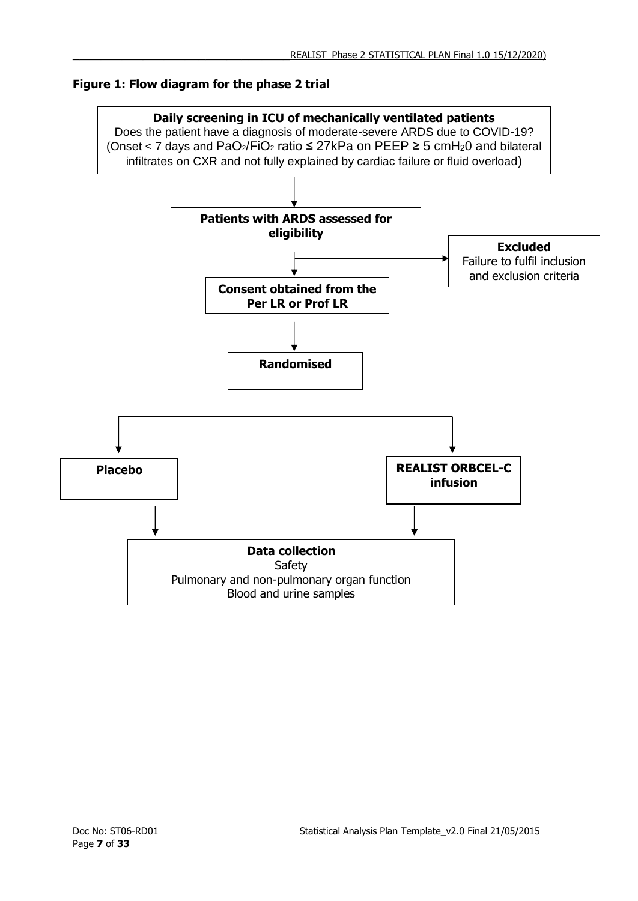**Figure 1: Flow diagram for the phase 2 trial**

**Daily screening in ICU of mechanically ventilated patients**
Does the patient have a diagnosis of moderate-severe ARDS due to COVID-19?
(Onset < 7 days and $PaO_2/FiO_2$ ratio ≤ 27kPa on PEEP ≥ 5 $cmH_20$ and bilateral infiltrates on CXR and not fully explained by cardiac failure or fluid overload)

↓

**Patients with ARDS assessed for eligibility** → **Excluded**: Failure to fulfil inclusion and exclusion criteria

↓

**Consent obtained from the Per LR or Prof LR**

↓

**Randomised**

↓

**Placebo** | **REALIST ORBCEL-C infusion**

↓

**Data collection**
Safety
Pulmonary and non-pulmonary organ function
Blood and urine samples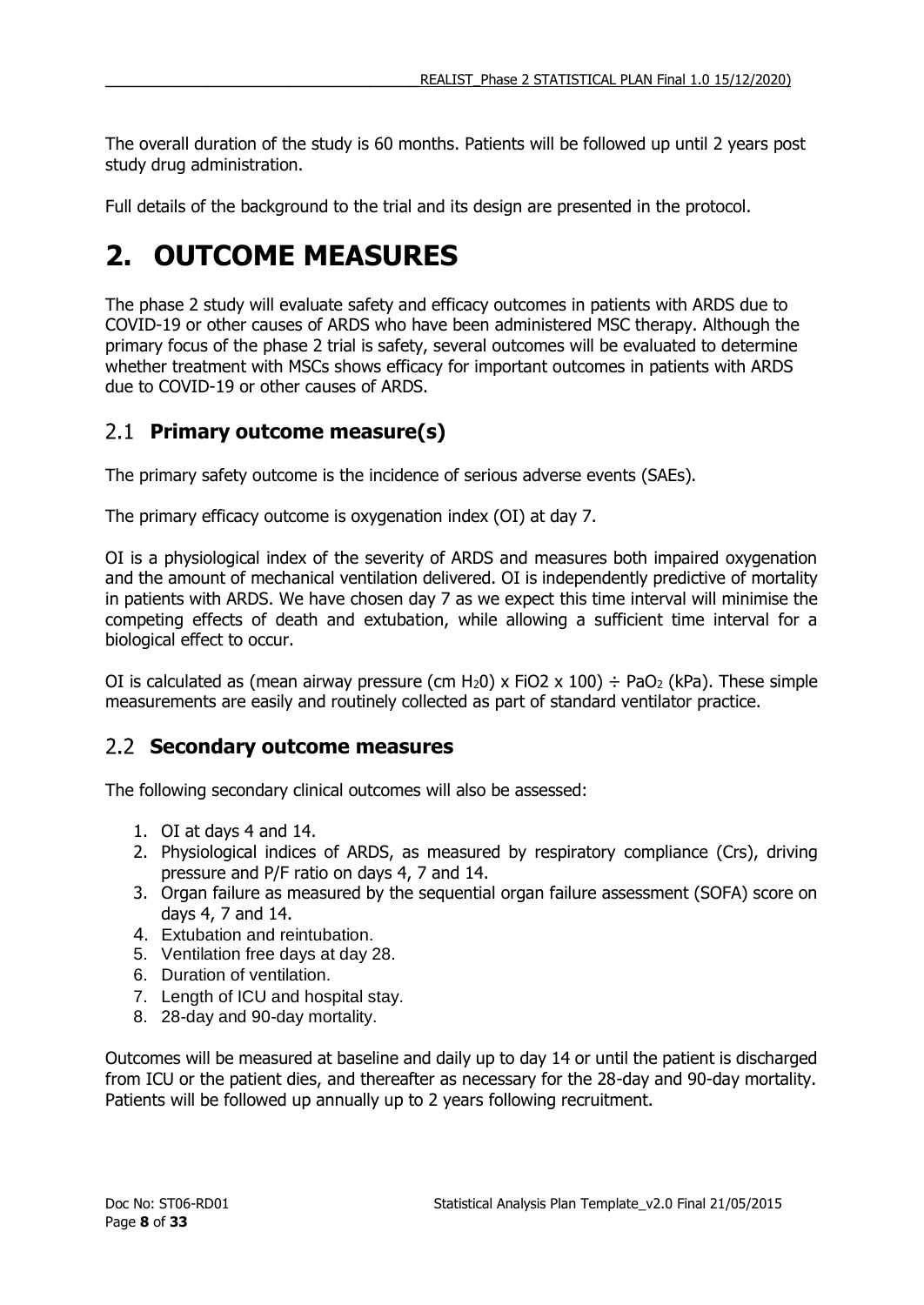The overall duration of the study is 60 months. Patients will be followed up until 2 years post study drug administration.

Full details of the background to the trial and its design are presented in the protocol.

# 2. OUTCOME MEASURES

The phase 2 study will evaluate safety and efficacy outcomes in patients with ARDS due to COVID-19 or other causes of ARDS who have been administered MSC therapy. Although the primary focus of the phase 2 trial is safety, several outcomes will be evaluated to determine whether treatment with MSCs shows efficacy for important outcomes in patients with ARDS due to COVID-19 or other causes of ARDS.

## 2.1 Primary outcome measure(s)

The primary safety outcome is the incidence of serious adverse events (SAEs).

The primary efficacy outcome is oxygenation index (OI) at day 7.

OI is a physiological index of the severity of ARDS and measures both impaired oxygenation and the amount of mechanical ventilation delivered. OI is independently predictive of mortality in patients with ARDS. We have chosen day 7 as we expect this time interval will minimise the competing effects of death and extubation, while allowing a sufficient time interval for a biological effect to occur.

OI is calculated as (mean airway pressure (cm $H_20$) x FiO2 x 100) ÷ $PaO_2$ (kPa). These simple measurements are easily and routinely collected as part of standard ventilator practice.

## 2.2 Secondary outcome measures

The following secondary clinical outcomes will also be assessed:

1. OI at days 4 and 14.
2. Physiological indices of ARDS, as measured by respiratory compliance (Crs), driving pressure and P/F ratio on days 4, 7 and 14.
3. Organ failure as measured by the sequential organ failure assessment (SOFA) score on days 4, 7 and 14.
4. Extubation and reintubation.
5. Ventilation free days at day 28.
6. Duration of ventilation.
7. Length of ICU and hospital stay.
8. 28-day and 90-day mortality.

Outcomes will be measured at baseline and daily up to day 14 or until the patient is discharged from ICU or the patient dies, and thereafter as necessary for the 28-day and 90-day mortality. Patients will be followed up annually up to 2 years following recruitment.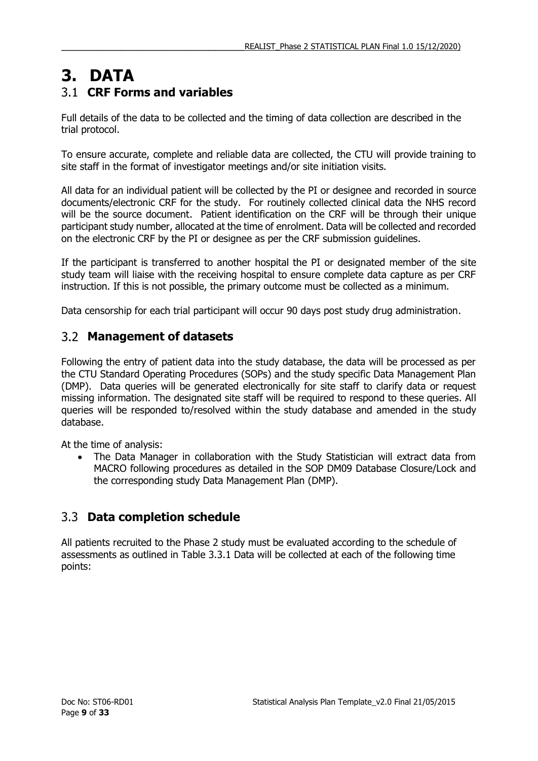# 3. DATA

## 3.1 CRF Forms and variables

Full details of the data to be collected and the timing of data collection are described in the trial protocol.

To ensure accurate, complete and reliable data are collected, the CTU will provide training to site staff in the format of investigator meetings and/or site initiation visits.

All data for an individual patient will be collected by the PI or designee and recorded in source documents/electronic CRF for the study. For routinely collected clinical data the NHS record will be the source document. Patient identification on the CRF will be through their unique participant study number, allocated at the time of enrolment. Data will be collected and recorded on the electronic CRF by the PI or designee as per the CRF submission guidelines.

If the participant is transferred to another hospital the PI or designated member of the site study team will liaise with the receiving hospital to ensure complete data capture as per CRF instruction. If this is not possible, the primary outcome must be collected as a minimum.

Data censorship for each trial participant will occur 90 days post study drug administration.

## 3.2 Management of datasets

Following the entry of patient data into the study database, the data will be processed as per the CTU Standard Operating Procedures (SOPs) and the study specific Data Management Plan (DMP). Data queries will be generated electronically for site staff to clarify data or request missing information. The designated site staff will be required to respond to these queries. All queries will be responded to/resolved within the study database and amended in the study database.

At the time of analysis:

- The Data Manager in collaboration with the Study Statistician will extract data from MACRO following procedures as detailed in the SOP DM09 Database Closure/Lock and the corresponding study Data Management Plan (DMP).

## 3.3 Data completion schedule

All patients recruited to the Phase 2 study must be evaluated according to the schedule of assessments as outlined in Table 3.3.1 Data will be collected at each of the following time points: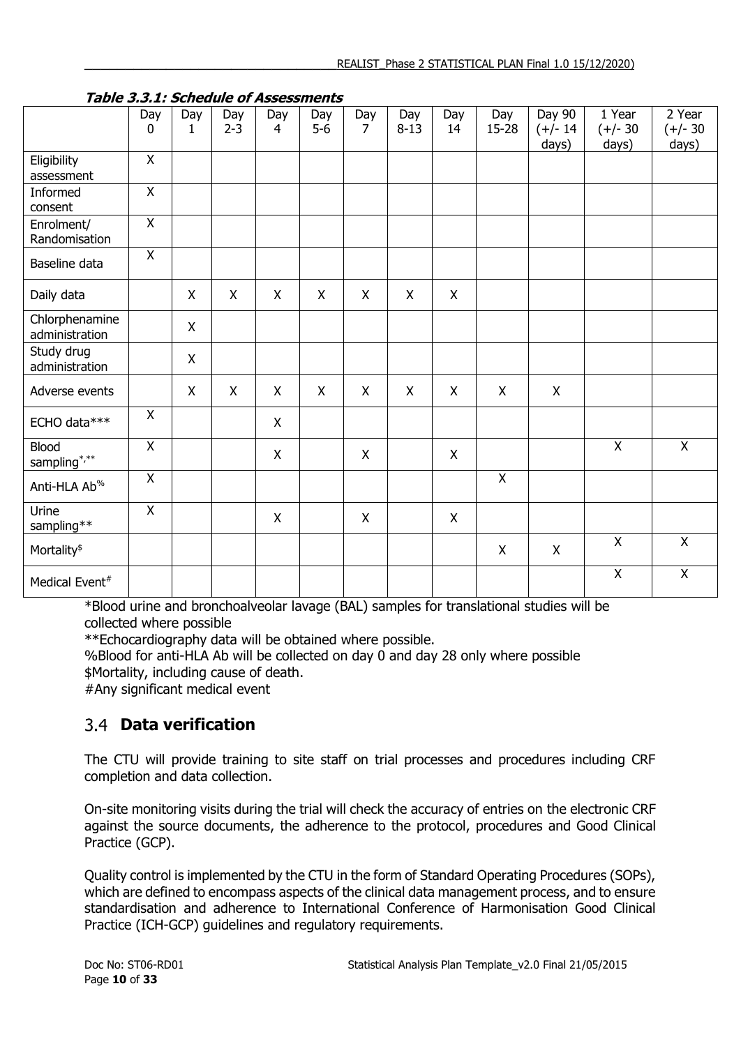**Table 3.3.1: Schedule of Assessments**

| | Day 0 | Day 1 | Day 2-3 | Day 4 | Day 5-6 | Day 7 | Day 8-13 | Day 14 | Day 15-28 | Day 90 (+/- 14 days) | 1 Year (+/- 30 days) | 2 Year (+/- 30 days) |
|---|---|---|---|---|---|---|---|---|---|---|---|---|
| Eligibility assessment | X | | | | | | | | | | | |
| Informed consent | X | | | | | | | | | | | |
| Enrolment/ Randomisation | X | | | | | | | | | | | |
| Baseline data | X | | | | | | | | | | | |
| Daily data | | X | X | X | X | X | X | X | | | | |
| Chlorphenamine administration | | X | | | | | | | | | | |
| Study drug administration | | X | | | | | | | | | | |
| Adverse events | | X | X | X | X | X | X | X | X | X | | |
| ECHO data*** | X | | | X | | | | | | | | |
| Blood sampling*,** | X | | | X | | X | | X | | | X | X |
| Anti-HLA Ab% | X | | | | | | | | X | | | |
| Urine sampling** | X | | | X | | X | | X | | | | |
| Mortality$ | | | | | | | | | X | X | X | X |
| Medical Event# | | | | | | | | | | | X | X |

*Blood urine and bronchoalveolar lavage (BAL) samples for translational studies will be collected where possible

**Echocardiography data will be obtained where possible.

%Blood for anti-HLA Ab will be collected on day 0 and day 28 only where possible

$Mortality, including cause of death.

#Any significant medical event

## 3.4 Data verification

The CTU will provide training to site staff on trial processes and procedures including CRF completion and data collection.

On-site monitoring visits during the trial will check the accuracy of entries on the electronic CRF against the source documents, the adherence to the protocol, procedures and Good Clinical Practice (GCP).

Quality control is implemented by the CTU in the form of Standard Operating Procedures (SOPs), which are defined to encompass aspects of the clinical data management process, and to ensure standardisation and adherence to International Conference of Harmonisation Good Clinical Practice (ICH-GCP) guidelines and regulatory requirements.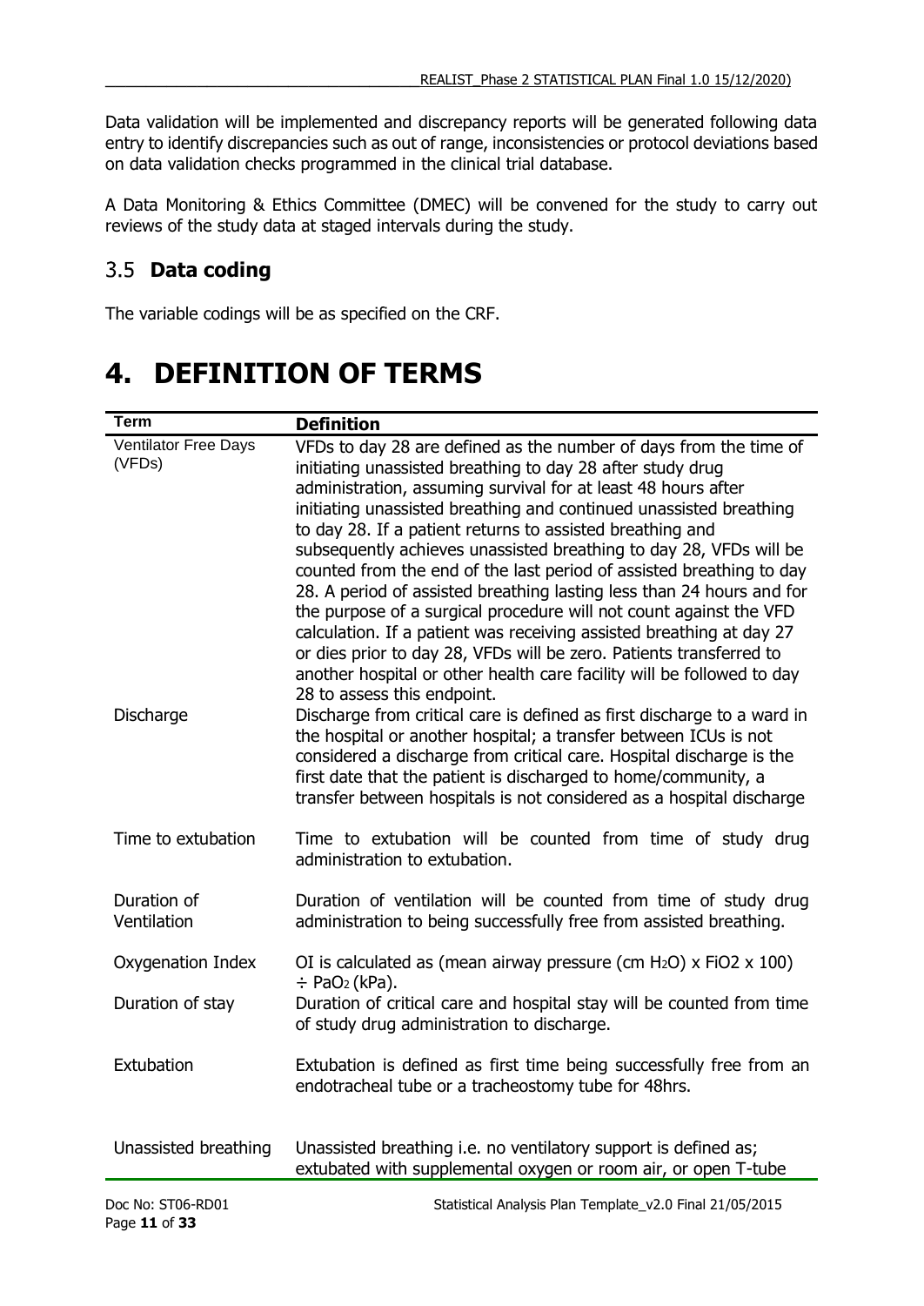Data validation will be implemented and discrepancy reports will be generated following data entry to identify discrepancies such as out of range, inconsistencies or protocol deviations based on data validation checks programmed in the clinical trial database.

A Data Monitoring & Ethics Committee (DMEC) will be convened for the study to carry out reviews of the study data at staged intervals during the study.

## 3.5 Data coding

The variable codings will be as specified on the CRF.

# 4. DEFINITION OF TERMS

| Term | Definition |
|---|---|
| Ventilator Free Days (VFDs) | VFDs to day 28 are defined as the number of days from the time of initiating unassisted breathing to day 28 after study drug administration, assuming survival for at least 48 hours after initiating unassisted breathing and continued unassisted breathing to day 28. If a patient returns to assisted breathing and subsequently achieves unassisted breathing to day 28, VFDs will be counted from the end of the last period of assisted breathing to day 28. A period of assisted breathing lasting less than 24 hours and for the purpose of a surgical procedure will not count against the VFD calculation. If a patient was receiving assisted breathing at day 27 or dies prior to day 28, VFDs will be zero. Patients transferred to another hospital or other health care facility will be followed to day 28 to assess this endpoint. |
| Discharge | Discharge from critical care is defined as first discharge to a ward in the hospital or another hospital; a transfer between ICUs is not considered a discharge from critical care. Hospital discharge is the first date that the patient is discharged to home/community, a transfer between hospitals is not considered as a hospital discharge |
| Time to extubation | Time to extubation will be counted from time of study drug administration to extubation. |
| Duration of Ventilation | Duration of ventilation will be counted from time of study drug administration to being successfully free from assisted breathing. |
| Oxygenation Index | OI is calculated as (mean airway pressure (cm $H_2O$) x $FiO_2$ x 100) ÷ $PaO_2$ (kPa). |
| Duration of stay | Duration of critical care and hospital stay will be counted from time of study drug administration to discharge. |
| Extubation | Extubation is defined as first time being successfully free from an endotracheal tube or a tracheostomy tube for 48hrs. |
| Unassisted breathing | Unassisted breathing i.e. no ventilatory support is defined as; extubated with supplemental oxygen or room air, or open T-tube |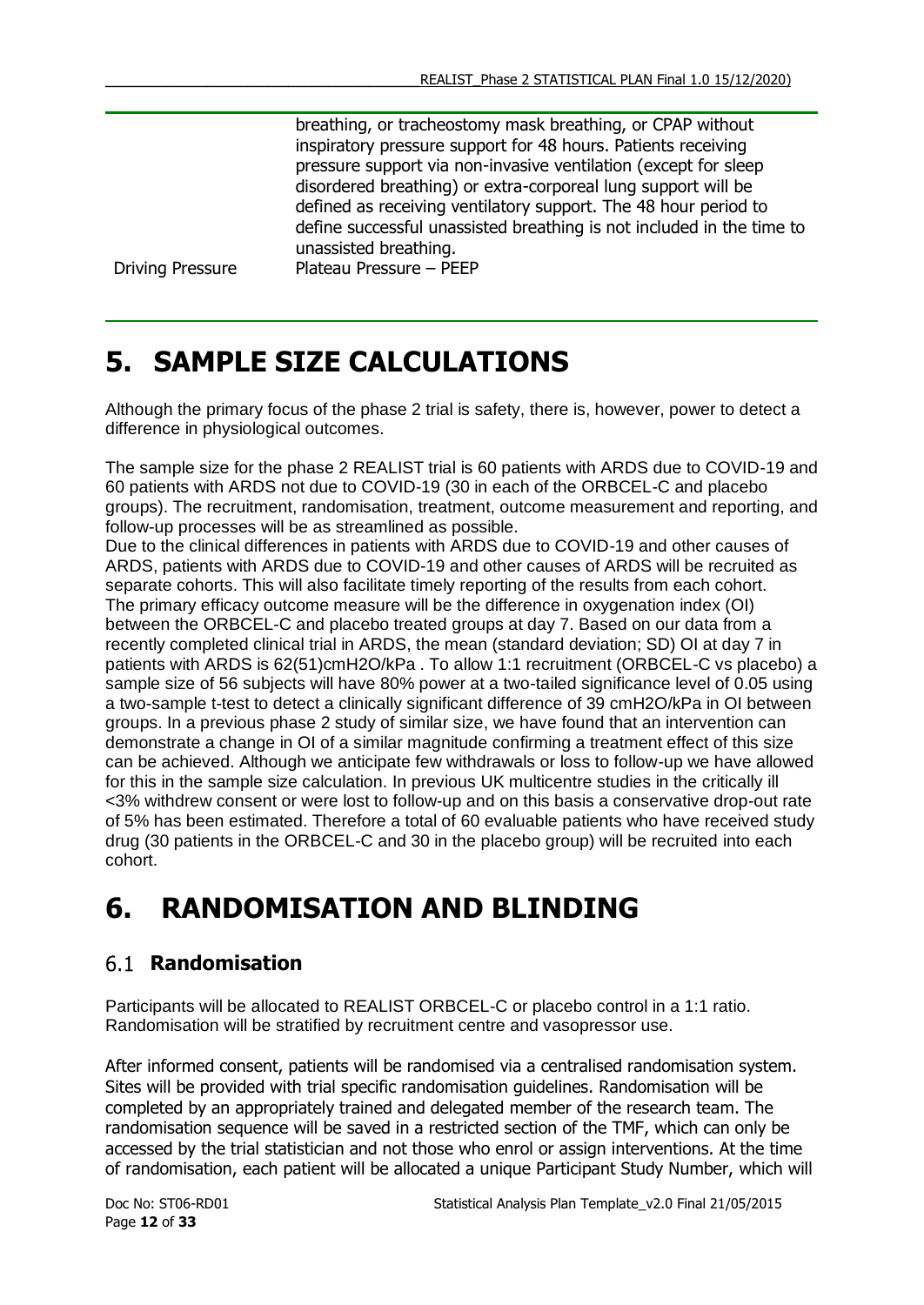| | |
|---|---|
| | breathing, or tracheostomy mask breathing, or CPAP without inspiratory pressure support for 48 hours. Patients receiving pressure support via non-invasive ventilation (except for sleep disordered breathing) or extra-corporeal lung support will be defined as receiving ventilatory support. The 48 hour period to define successful unassisted breathing is not included in the time to unassisted breathing. |
| Driving Pressure | Plateau Pressure – PEEP |

# 5. SAMPLE SIZE CALCULATIONS

Although the primary focus of the phase 2 trial is safety, there is, however, power to detect a difference in physiological outcomes.

The sample size for the phase 2 REALIST trial is 60 patients with ARDS due to COVID-19 and 60 patients with ARDS not due to COVID-19 (30 in each of the ORBCEL-C and placebo groups). The recruitment, randomisation, treatment, outcome measurement and reporting, and follow-up processes will be as streamlined as possible.

Due to the clinical differences in patients with ARDS due to COVID-19 and other causes of ARDS, patients with ARDS due to COVID-19 and other causes of ARDS will be recruited as separate cohorts. This will also facilitate timely reporting of the results from each cohort. The primary efficacy outcome measure will be the difference in oxygenation index (OI) between the ORBCEL-C and placebo treated groups at day 7. Based on our data from a recently completed clinical trial in ARDS, the mean (standard deviation; SD) OI at day 7 in patients with ARDS is 62(51)cmH2O/kPa . To allow 1:1 recruitment (ORBCEL-C vs placebo) a sample size of 56 subjects will have 80% power at a two-tailed significance level of 0.05 using a two-sample t-test to detect a clinically significant difference of 39 cmH2O/kPa in OI between groups. In a previous phase 2 study of similar size, we have found that an intervention can demonstrate a change in OI of a similar magnitude confirming a treatment effect of this size can be achieved. Although we anticipate few withdrawals or loss to follow-up we have allowed for this in the sample size calculation. In previous UK multicentre studies in the critically ill <3% withdrew consent or were lost to follow-up and on this basis a conservative drop-out rate of 5% has been estimated. Therefore a total of 60 evaluable patients who have received study drug (30 patients in the ORBCEL-C and 30 in the placebo group) will be recruited into each cohort.

# 6. RANDOMISATION AND BLINDING

## 6.1 Randomisation

Participants will be allocated to REALIST ORBCEL-C or placebo control in a 1:1 ratio. Randomisation will be stratified by recruitment centre and vasopressor use.

After informed consent, patients will be randomised via a centralised randomisation system. Sites will be provided with trial specific randomisation guidelines. Randomisation will be completed by an appropriately trained and delegated member of the research team. The randomisation sequence will be saved in a restricted section of the TMF, which can only be accessed by the trial statistician and not those who enrol or assign interventions. At the time of randomisation, each patient will be allocated a unique Participant Study Number, which will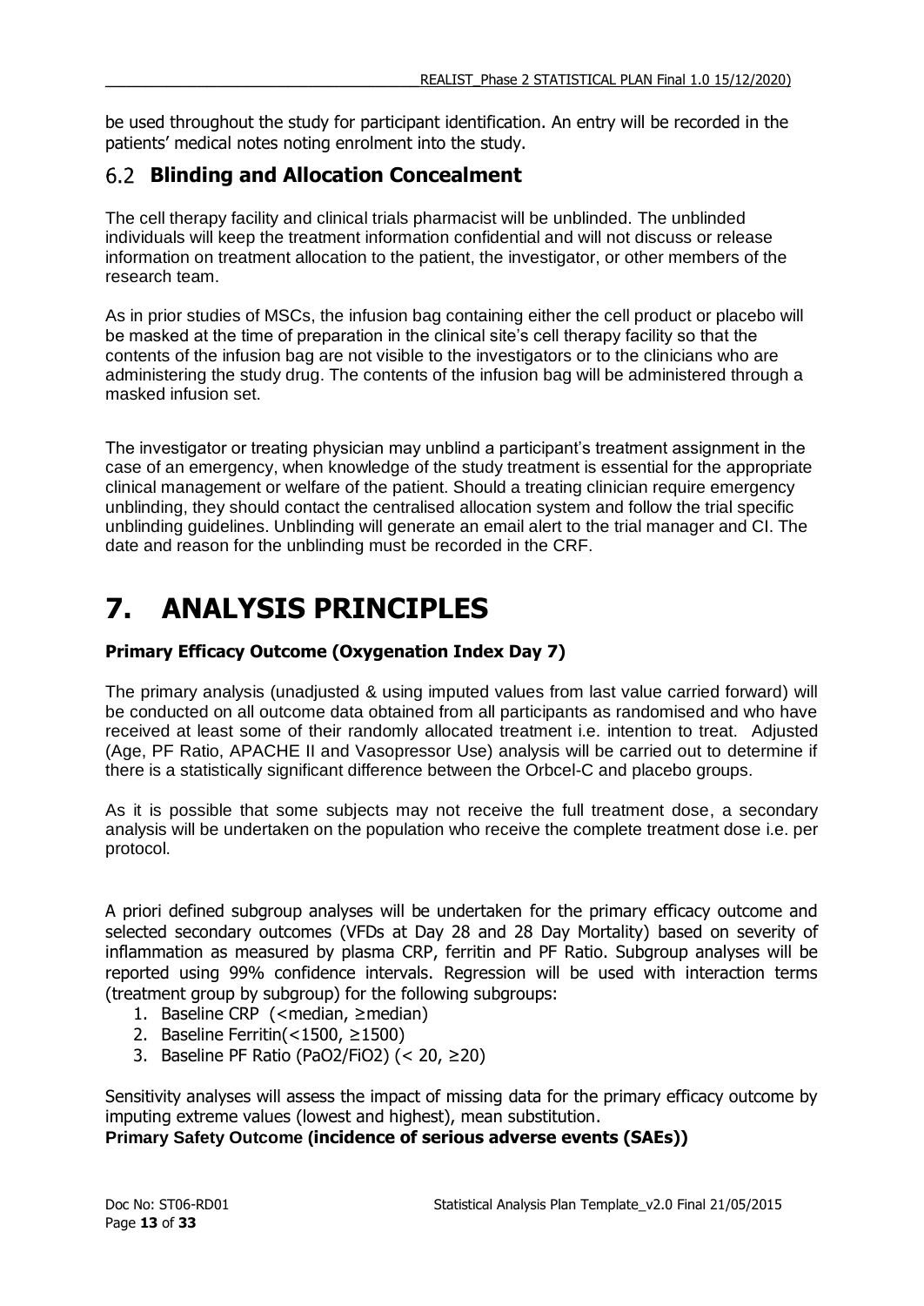be used throughout the study for participant identification. An entry will be recorded in the patients' medical notes noting enrolment into the study.

## 6.2 Blinding and Allocation Concealment

The cell therapy facility and clinical trials pharmacist will be unblinded. The unblinded individuals will keep the treatment information confidential and will not discuss or release information on treatment allocation to the patient, the investigator, or other members of the research team.

As in prior studies of MSCs, the infusion bag containing either the cell product or placebo will be masked at the time of preparation in the clinical site's cell therapy facility so that the contents of the infusion bag are not visible to the investigators or to the clinicians who are administering the study drug. The contents of the infusion bag will be administered through a masked infusion set.

The investigator or treating physician may unblind a participant's treatment assignment in the case of an emergency, when knowledge of the study treatment is essential for the appropriate clinical management or welfare of the patient. Should a treating clinician require emergency unblinding, they should contact the centralised allocation system and follow the trial specific unblinding guidelines. Unblinding will generate an email alert to the trial manager and CI. The date and reason for the unblinding must be recorded in the CRF.

# 7. ANALYSIS PRINCIPLES

**Primary Efficacy Outcome (Oxygenation Index Day 7)**

The primary analysis (unadjusted & using imputed values from last value carried forward) will be conducted on all outcome data obtained from all participants as randomised and who have received at least some of their randomly allocated treatment i.e. intention to treat. Adjusted (Age, PF Ratio, APACHE II and Vasopressor Use) analysis will be carried out to determine if there is a statistically significant difference between the Orbcel-C and placebo groups.

As it is possible that some subjects may not receive the full treatment dose, a secondary analysis will be undertaken on the population who receive the complete treatment dose i.e. per protocol.

A priori defined subgroup analyses will be undertaken for the primary efficacy outcome and selected secondary outcomes (VFDs at Day 28 and 28 Day Mortality) based on severity of inflammation as measured by plasma CRP, ferritin and PF Ratio. Subgroup analyses will be reported using 99% confidence intervals. Regression will be used with interaction terms (treatment group by subgroup) for the following subgroups:

1. Baseline CRP (<median, ≥median)
2. Baseline Ferritin(<1500, ≥1500)
3. Baseline PF Ratio (PaO2/FiO2) (< 20, ≥20)

Sensitivity analyses will assess the impact of missing data for the primary efficacy outcome by imputing extreme values (lowest and highest), mean substitution.

**Primary Safety Outcome (incidence of serious adverse events (SAEs))**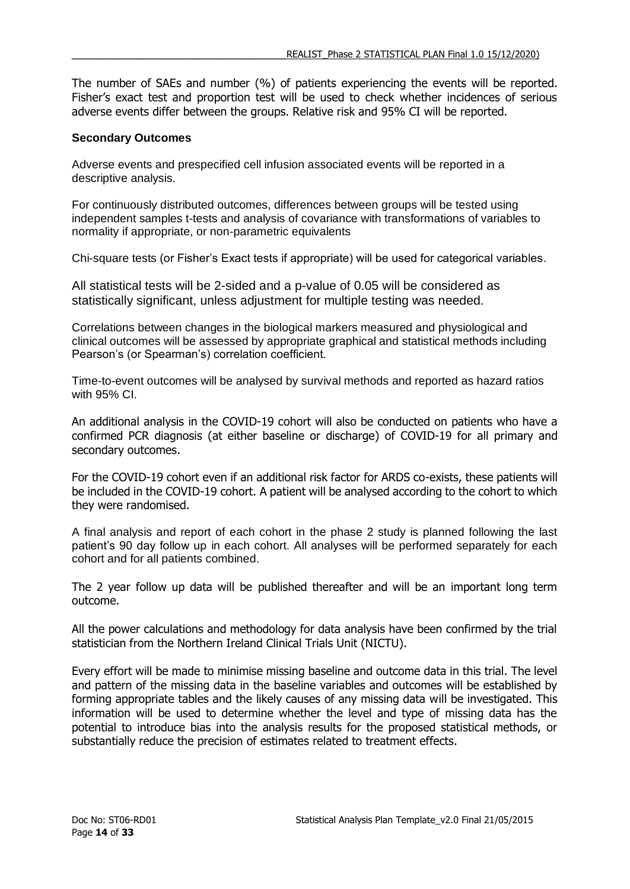The number of SAEs and number (%) of patients experiencing the events will be reported. Fisher's exact test and proportion test will be used to check whether incidences of serious adverse events differ between the groups. Relative risk and 95% CI will be reported.

### Secondary Outcomes

Adverse events and prespecified cell infusion associated events will be reported in a descriptive analysis.

For continuously distributed outcomes, differences between groups will be tested using independent samples t-tests and analysis of covariance with transformations of variables to normality if appropriate, or non-parametric equivalents

Chi-square tests (or Fisher's Exact tests if appropriate) will be used for categorical variables.

All statistical tests will be 2-sided and a p-value of 0.05 will be considered as statistically significant, unless adjustment for multiple testing was needed.

Correlations between changes in the biological markers measured and physiological and clinical outcomes will be assessed by appropriate graphical and statistical methods including Pearson's (or Spearman's) correlation coefficient.

Time-to-event outcomes will be analysed by survival methods and reported as hazard ratios with 95% CI.

An additional analysis in the COVID-19 cohort will also be conducted on patients who have a confirmed PCR diagnosis (at either baseline or discharge) of COVID-19 for all primary and secondary outcomes.

For the COVID-19 cohort even if an additional risk factor for ARDS co-exists, these patients will be included in the COVID-19 cohort. A patient will be analysed according to the cohort to which they were randomised.

A final analysis and report of each cohort in the phase 2 study is planned following the last patient's 90 day follow up in each cohort. All analyses will be performed separately for each cohort and for all patients combined.

The 2 year follow up data will be published thereafter and will be an important long term outcome.

All the power calculations and methodology for data analysis have been confirmed by the trial statistician from the Northern Ireland Clinical Trials Unit (NICTU).

Every effort will be made to minimise missing baseline and outcome data in this trial. The level and pattern of the missing data in the baseline variables and outcomes will be established by forming appropriate tables and the likely causes of any missing data will be investigated. This information will be used to determine whether the level and type of missing data has the potential to introduce bias into the analysis results for the proposed statistical methods, or substantially reduce the precision of estimates related to treatment effects.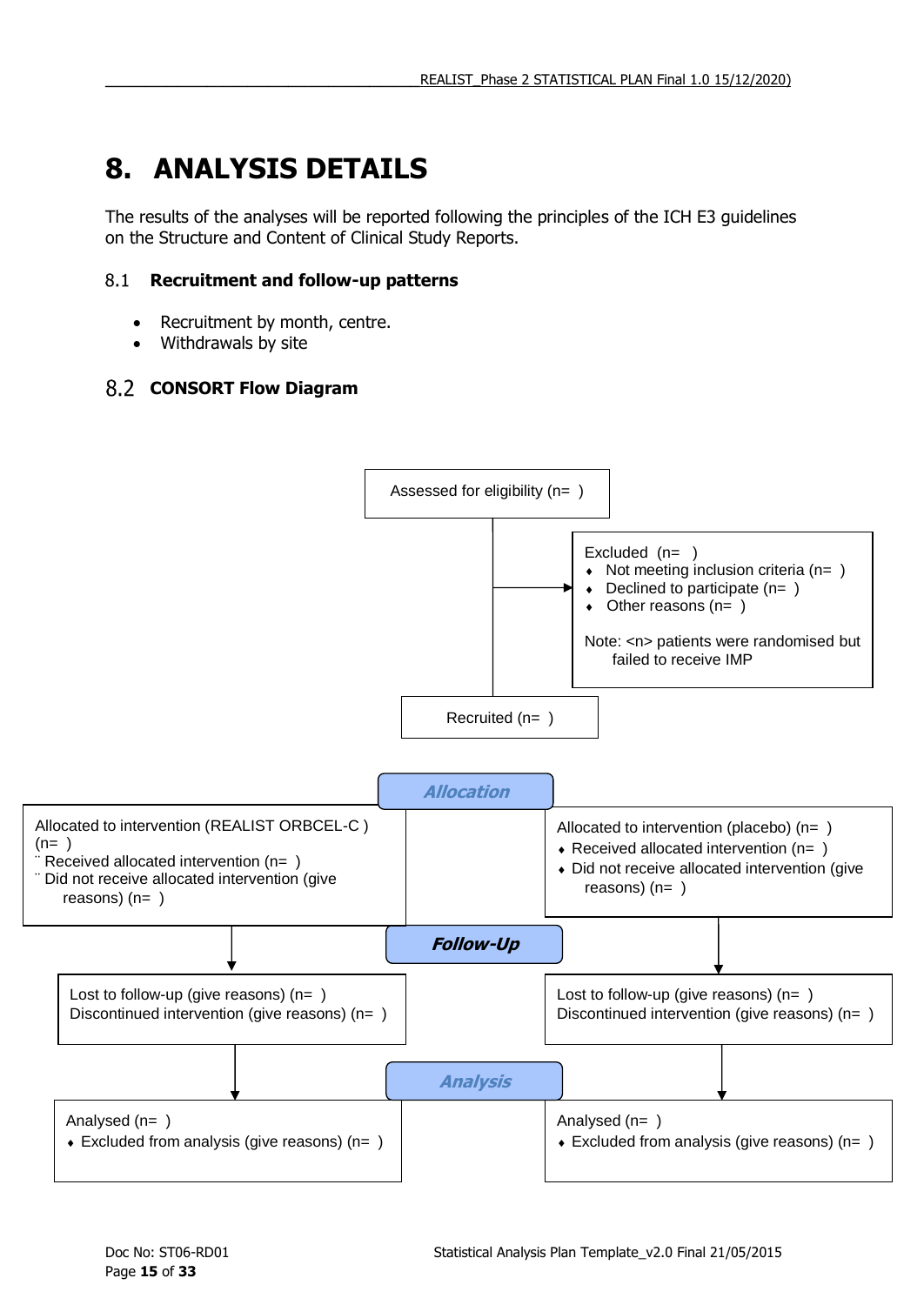# 8. ANALYSIS DETAILS

The results of the analyses will be reported following the principles of the ICH E3 guidelines on the Structure and Content of Clinical Study Reports.

## 8.1 Recruitment and follow-up patterns

- Recruitment by month, centre.
- Withdrawals by site

## 8.2 CONSORT Flow Diagram

Assessed for eligibility (n= )

Excluded (n= )
- Not meeting inclusion criteria (n= )
- Declined to participate (n= )
- Other reasons (n= )

Note: <n> patients were randomised but failed to receive IMP

Recruited (n= )

**Allocation**

Allocated to intervention (REALIST ORBCEL-C ) (n= )
- Received allocated intervention (n= )
- Did not receive allocated intervention (give reasons) (n= )

Allocated to intervention (placebo) (n= )
- Received allocated intervention (n= )
- Did not receive allocated intervention (give reasons) (n= )

**Follow-Up**

Lost to follow-up (give reasons) (n= )
Discontinued intervention (give reasons) (n= )

Lost to follow-up (give reasons) (n= )
Discontinued intervention (give reasons) (n= )

**Analysis**

Analysed (n= )
- Excluded from analysis (give reasons) (n= )

Analysed (n= )
- Excluded from analysis (give reasons) (n= )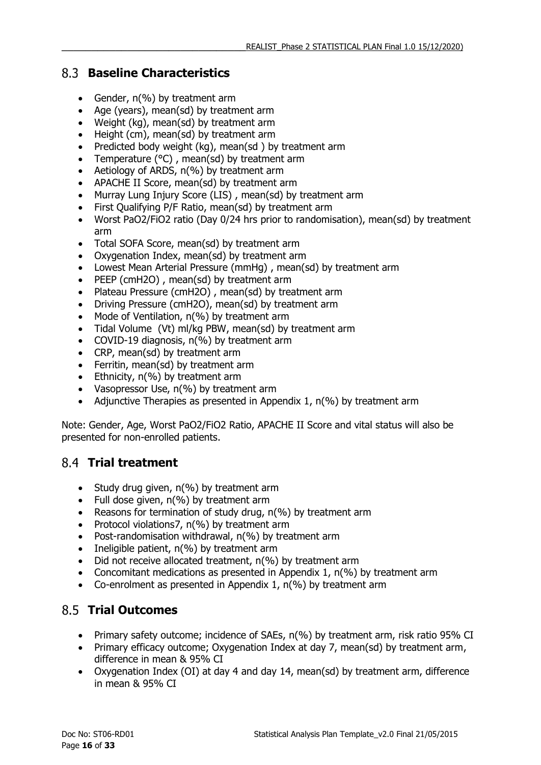## 8.3 Baseline Characteristics

- Gender, n(%) by treatment arm
- Age (years), mean(sd) by treatment arm
- Weight (kg), mean(sd) by treatment arm
- Height (cm), mean(sd) by treatment arm
- Predicted body weight (kg), mean(sd ) by treatment arm
- Temperature (°C) , mean(sd) by treatment arm
- Aetiology of ARDS, n(%) by treatment arm
- APACHE II Score, mean(sd) by treatment arm
- Murray Lung Injury Score (LIS) , mean(sd) by treatment arm
- First Qualifying P/F Ratio, mean(sd) by treatment arm
- Worst PaO2/FiO2 ratio (Day 0/24 hrs prior to randomisation), mean(sd) by treatment arm
- Total SOFA Score, mean(sd) by treatment arm
- Oxygenation Index, mean(sd) by treatment arm
- Lowest Mean Arterial Pressure (mmHg) , mean(sd) by treatment arm
- PEEP (cmH2O) , mean(sd) by treatment arm
- Plateau Pressure (cmH2O) , mean(sd) by treatment arm
- Driving Pressure (cmH2O), mean(sd) by treatment arm
- Mode of Ventilation, n(%) by treatment arm
- Tidal Volume (Vt) ml/kg PBW, mean(sd) by treatment arm
- COVID-19 diagnosis, n(%) by treatment arm
- CRP, mean(sd) by treatment arm
- Ferritin, mean(sd) by treatment arm
- Ethnicity, n(%) by treatment arm
- Vasopressor Use, n(%) by treatment arm
- Adjunctive Therapies as presented in Appendix 1, n(%) by treatment arm

Note: Gender, Age, Worst PaO2/FiO2 Ratio, APACHE II Score and vital status will also be presented for non-enrolled patients.

## 8.4 Trial treatment

- Study drug given, n(%) by treatment arm
- Full dose given, n(%) by treatment arm
- Reasons for termination of study drug, n(%) by treatment arm
- Protocol violations7, n(%) by treatment arm
- Post-randomisation withdrawal, n(%) by treatment arm
- Ineligible patient, n(%) by treatment arm
- Did not receive allocated treatment, n(%) by treatment arm
- Concomitant medications as presented in Appendix 1, n(%) by treatment arm
- Co-enrolment as presented in Appendix 1, n(%) by treatment arm

## 8.5 Trial Outcomes

- Primary safety outcome; incidence of SAEs, n(%) by treatment arm, risk ratio 95% CI
- Primary efficacy outcome; Oxygenation Index at day 7, mean(sd) by treatment arm, difference in mean & 95% CI
- Oxygenation Index (OI) at day 4 and day 14, mean(sd) by treatment arm, difference in mean & 95% CI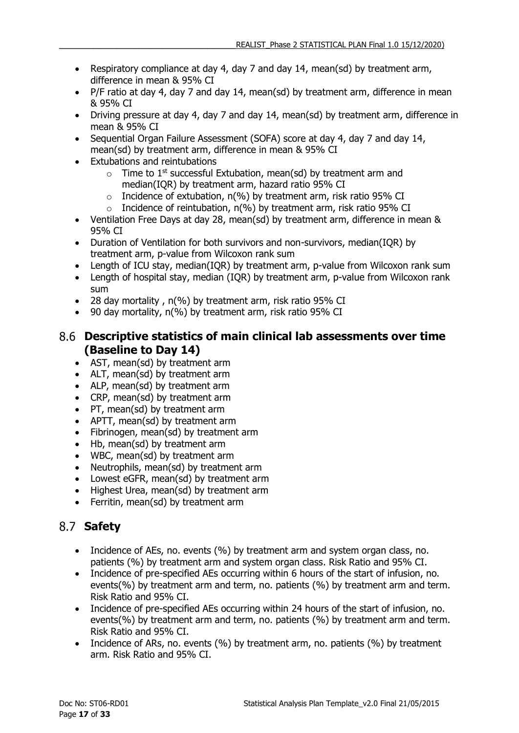- Respiratory compliance at day 4, day 7 and day 14, mean(sd) by treatment arm, difference in mean & 95% CI
- P/F ratio at day 4, day 7 and day 14, mean(sd) by treatment arm, difference in mean & 95% CI
- Driving pressure at day 4, day 7 and day 14, mean(sd) by treatment arm, difference in mean & 95% CI
- Sequential Organ Failure Assessment (SOFA) score at day 4, day 7 and day 14, mean(sd) by treatment arm, difference in mean & 95% CI
- Extubations and reintubations
    - Time to 1st successful Extubation, mean(sd) by treatment arm and median(IQR) by treatment arm, hazard ratio 95% CI
    - Incidence of extubation, n(%) by treatment arm, risk ratio 95% CI
    - Incidence of reintubation, n(%) by treatment arm, risk ratio 95% CI
- Ventilation Free Days at day 28, mean(sd) by treatment arm, difference in mean & 95% CI
- Duration of Ventilation for both survivors and non-survivors, median(IQR) by treatment arm, p-value from Wilcoxon rank sum
- Length of ICU stay, median(IQR) by treatment arm, p-value from Wilcoxon rank sum
- Length of hospital stay, median (IQR) by treatment arm, p-value from Wilcoxon rank sum
- 28 day mortality , n(%) by treatment arm, risk ratio 95% CI
- 90 day mortality, n(%) by treatment arm, risk ratio 95% CI

## 8.6 Descriptive statistics of main clinical lab assessments over time (Baseline to Day 14)

- AST, mean(sd) by treatment arm
- ALT, mean(sd) by treatment arm
- ALP, mean(sd) by treatment arm
- CRP, mean(sd) by treatment arm
- PT, mean(sd) by treatment arm
- APTT, mean(sd) by treatment arm
- Fibrinogen, mean(sd) by treatment arm
- Hb, mean(sd) by treatment arm
- WBC, mean(sd) by treatment arm
- Neutrophils, mean(sd) by treatment arm
- Lowest eGFR, mean(sd) by treatment arm
- Highest Urea, mean(sd) by treatment arm
- Ferritin, mean(sd) by treatment arm

## 8.7 Safety

- Incidence of AEs, no. events (%) by treatment arm and system organ class, no. patients (%) by treatment arm and system organ class. Risk Ratio and 95% CI.
- Incidence of pre-specified AEs occurring within 6 hours of the start of infusion, no. events(%) by treatment arm and term, no. patients (%) by treatment arm and term. Risk Ratio and 95% CI.
- Incidence of pre-specified AEs occurring within 24 hours of the start of infusion, no. events(%) by treatment arm and term, no. patients (%) by treatment arm and term. Risk Ratio and 95% CI.
- Incidence of ARs, no. events (%) by treatment arm, no. patients (%) by treatment arm. Risk Ratio and 95% CI.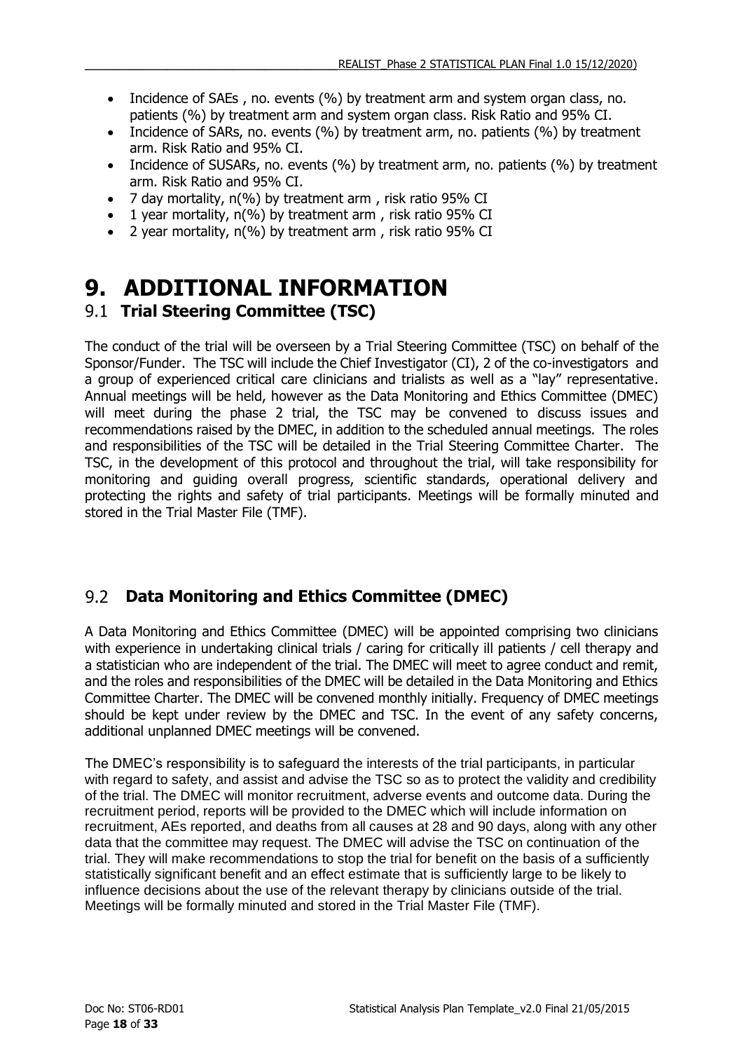- Incidence of SAEs , no. events (%) by treatment arm and system organ class, no. patients (%) by treatment arm and system organ class. Risk Ratio and 95% CI.
- Incidence of SARs, no. events (%) by treatment arm, no. patients (%) by treatment arm. Risk Ratio and 95% CI.
- Incidence of SUSARs, no. events (%) by treatment arm, no. patients (%) by treatment arm. Risk Ratio and 95% CI.
- 7 day mortality, n(%) by treatment arm , risk ratio 95% CI
- 1 year mortality, n(%) by treatment arm , risk ratio 95% CI
- 2 year mortality, n(%) by treatment arm , risk ratio 95% CI

# 9. ADDITIONAL INFORMATION

## 9.1 Trial Steering Committee (TSC)

The conduct of the trial will be overseen by a Trial Steering Committee (TSC) on behalf of the Sponsor/Funder. The TSC will include the Chief Investigator (CI), 2 of the co-investigators and a group of experienced critical care clinicians and trialists as well as a "lay" representative. Annual meetings will be held, however as the Data Monitoring and Ethics Committee (DMEC) will meet during the phase 2 trial, the TSC may be convened to discuss issues and recommendations raised by the DMEC, in addition to the scheduled annual meetings. The roles and responsibilities of the TSC will be detailed in the Trial Steering Committee Charter. The TSC, in the development of this protocol and throughout the trial, will take responsibility for monitoring and guiding overall progress, scientific standards, operational delivery and protecting the rights and safety of trial participants. Meetings will be formally minuted and stored in the Trial Master File (TMF).

## 9.2 Data Monitoring and Ethics Committee (DMEC)

A Data Monitoring and Ethics Committee (DMEC) will be appointed comprising two clinicians with experience in undertaking clinical trials / caring for critically ill patients / cell therapy and a statistician who are independent of the trial. The DMEC will meet to agree conduct and remit, and the roles and responsibilities of the DMEC will be detailed in the Data Monitoring and Ethics Committee Charter. The DMEC will be convened monthly initially. Frequency of DMEC meetings should be kept under review by the DMEC and TSC. In the event of any safety concerns, additional unplanned DMEC meetings will be convened.

The DMEC's responsibility is to safeguard the interests of the trial participants, in particular with regard to safety, and assist and advise the TSC so as to protect the validity and credibility of the trial. The DMEC will monitor recruitment, adverse events and outcome data. During the recruitment period, reports will be provided to the DMEC which will include information on recruitment, AEs reported, and deaths from all causes at 28 and 90 days, along with any other data that the committee may request. The DMEC will advise the TSC on continuation of the trial. They will make recommendations to stop the trial for benefit on the basis of a sufficiently statistically significant benefit and an effect estimate that is sufficiently large to be likely to influence decisions about the use of the relevant therapy by clinicians outside of the trial. Meetings will be formally minuted and stored in the Trial Master File (TMF).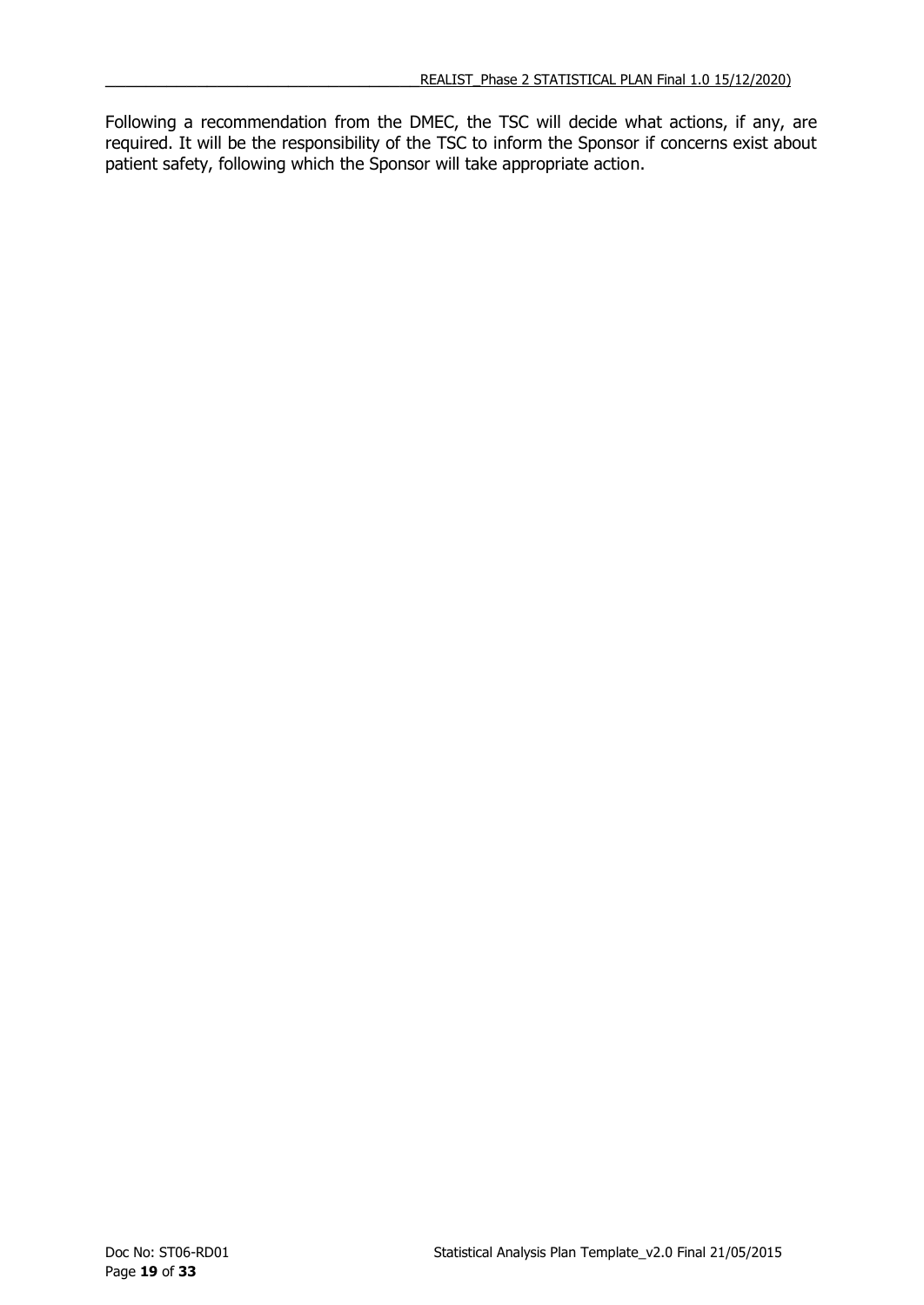Following a recommendation from the DMEC, the TSC will decide what actions, if any, are required. It will be the responsibility of the TSC to inform the Sponsor if concerns exist about patient safety, following which the Sponsor will take appropriate action.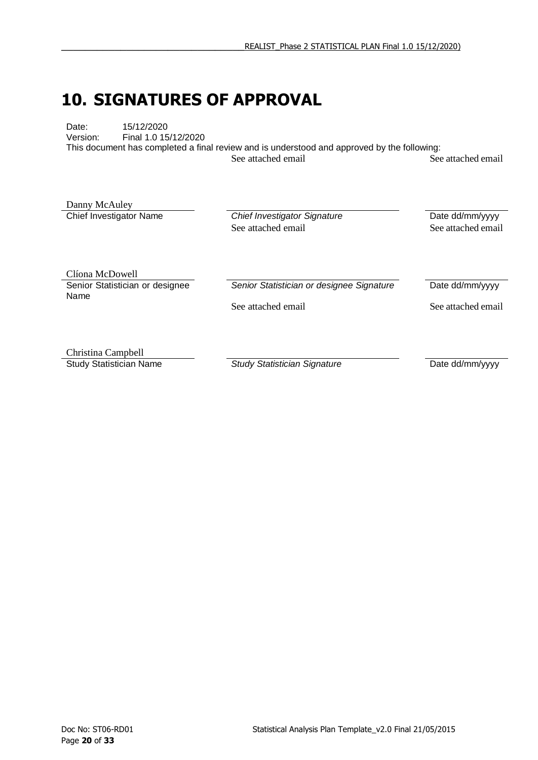# 10. SIGNATURES OF APPROVAL

Date: 15/12/2020
Version: Final 1.0 15/12/2020
This document has completed a final review and is understood and approved by the following:

| Name | Signature | Date |
|---|---|---|
| Danny McAuley | See attached email | See attached email |
| Chief Investigator Name | *Chief Investigator Signature* | Date dd/mm/yyyy |
| Clíona McDowell | See attached email | See attached email |
| Senior Statistician or designee Name | *Senior Statistician or designee Signature* | Date dd/mm/yyyy |
| Christina Campbell | See attached email | See attached email |
| Study Statistician Name | *Study Statistician Signature* | Date dd/mm/yyyy |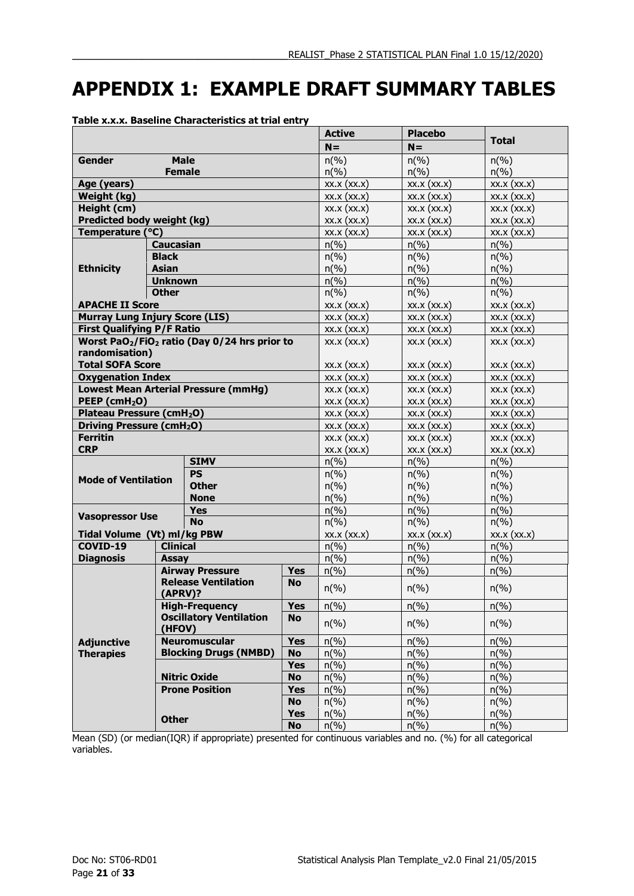# APPENDIX 1: EXAMPLE DRAFT SUMMARY TABLES

**Table x.x.x. Baseline Characteristics at trial entry**

| | | | Active | Placebo | Total |
|---|---|---|---|---|---|
| | | | N= | N= | |
| **Gender** | **Male** | | n(%) | n(%) | n(%) |
| | **Female** | | n(%) | n(%) | n(%) |
| **Age (years)** | | | xx.x (xx.x) | xx.x (xx.x) | xx.x (xx.x) |
| **Weight (kg)** | | | xx.x (xx.x) | xx.x (xx.x) | xx.x (xx.x) |
| **Height (cm)** | | | xx.x (xx.x) | xx.x (xx.x) | xx.x (xx.x) |
| **Predicted body weight (kg)** | | | xx.x (xx.x) | xx.x (xx.x) | xx.x (xx.x) |
| **Temperature (°C)** | | | xx.x (xx.x) | xx.x (xx.x) | xx.x (xx.x) |
| **Ethnicity** | **Caucasian** | | n(%) | n(%) | n(%) |
| | **Black** | | n(%) | n(%) | n(%) |
| | **Asian** | | n(%) | n(%) | n(%) |
| | **Unknown** | | n(%) | n(%) | n(%) |
| | **Other** | | n(%) | n(%) | n(%) |
| **APACHE II Score** | | | xx.x (xx.x) | xx.x (xx.x) | xx.x (xx.x) |
| **Murray Lung Injury Score (LIS)** | | | xx.x (xx.x) | xx.x (xx.x) | xx.x (xx.x) |
| **First Qualifying P/F Ratio** | | | xx.x (xx.x) | xx.x (xx.x) | xx.x (xx.x) |
| **Worst $PaO_2/FiO_2$ ratio (Day 0/24 hrs prior to randomisation)** | | | xx.x (xx.x) | xx.x (xx.x) | xx.x (xx.x) |
| **Total SOFA Score** | | | xx.x (xx.x) | xx.x (xx.x) | xx.x (xx.x) |
| **Oxygenation Index** | | | xx.x (xx.x) | xx.x (xx.x) | xx.x (xx.x) |
| **Lowest Mean Arterial Pressure (mmHg)** | | | xx.x (xx.x) | xx.x (xx.x) | xx.x (xx.x) |
| **PEEP ($cmH_2O$)** | | | xx.x (xx.x) | xx.x (xx.x) | xx.x (xx.x) |
| **Plateau Pressure ($cmH_2O$)** | | | xx.x (xx.x) | xx.x (xx.x) | xx.x (xx.x) |
| **Driving Pressure ($cmH_2O$)** | | | xx.x (xx.x) | xx.x (xx.x) | xx.x (xx.x) |
| **Ferritin** | | | xx.x (xx.x) | xx.x (xx.x) | xx.x (xx.x) |
| **CRP** | | | xx.x (xx.x) | xx.x (xx.x) | xx.x (xx.x) |
| **Mode of Ventilation** | **SIMV** | | n(%) | n(%) | n(%) |
| | **PS** | | n(%) | n(%) | n(%) |
| | **Other** | | n(%) | n(%) | n(%) |
| | **None** | | n(%) | n(%) | n(%) |
| **Vasopressor Use** | **Yes** | | n(%) | n(%) | n(%) |
| | **No** | | n(%) | n(%) | n(%) |
| **Tidal Volume (Vt) ml/kg PBW** | | | xx.x (xx.x) | xx.x (xx.x) | xx.x (xx.x) |
| **COVID-19 Diagnosis** | **Clinical** | | n(%) | n(%) | n(%) |
| | **Assay** | | n(%) | n(%) | n(%) |
| **Adjunctive Therapies** | **Airway Pressure Release Ventilation (APRV)?** | **Yes** | n(%) | n(%) | n(%) |
| | | **No** | n(%) | n(%) | n(%) |
| | **High-Frequency Oscillatory Ventilation (HFOV)** | **Yes** | n(%) | n(%) | n(%) |
| | | **No** | n(%) | n(%) | n(%) |
| | **Neuromuscular Blocking Drugs (NMBD)** | **Yes** | n(%) | n(%) | n(%) |
| | | **No** | n(%) | n(%) | n(%) |
| | **Nitric Oxide** | **Yes** | n(%) | n(%) | n(%) |
| | | **No** | n(%) | n(%) | n(%) |
| | **Prone Position** | **Yes** | n(%) | n(%) | n(%) |
| | | **No** | n(%) | n(%) | n(%) |
| | **Other** | **Yes** | n(%) | n(%) | n(%) |
| | | **No** | n(%) | n(%) | n(%) |

Mean (SD) (or median(IQR) if appropriate) presented for continuous variables and no. (%) for all categorical variables.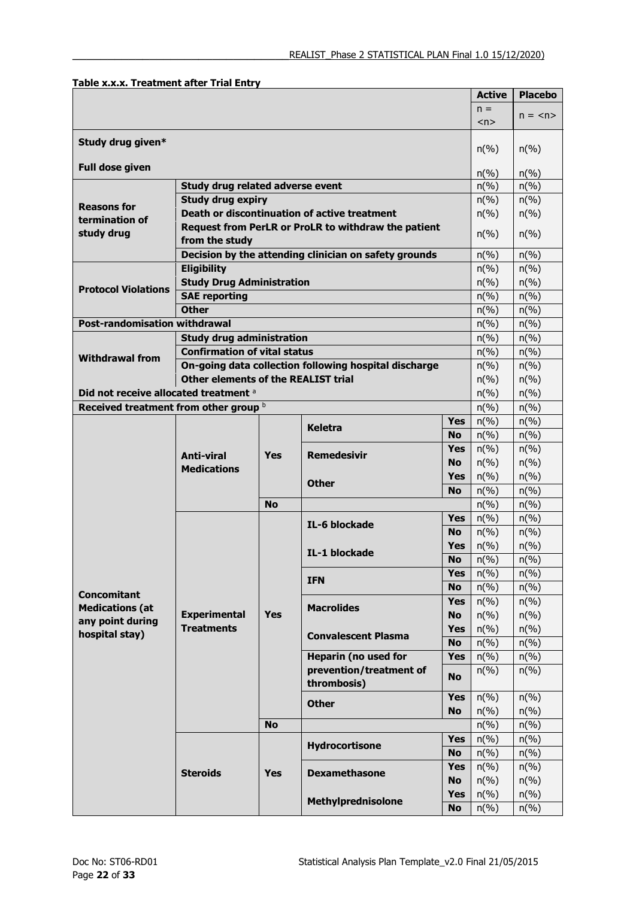**Table x.x.x. Treatment after Trial Entry**

| | | | | | Active | Placebo |
|---|---|---|---|---|---|---|
| | | | | | n = <n> | n = <n> |
| **Study drug given*** | | | | | n(%) | n(%) |
| **Full dose given** | | | | | n(%) | n(%) |
| **Reasons for termination of study drug** | **Study drug related adverse event** | | | | n(%) | n(%) |
| | **Study drug expiry** | | | | n(%) | n(%) |
| | **Death or discontinuation of active treatment** | | | | n(%) | n(%) |
| | **Request from PerLR or ProLR to withdraw the patient from the study** | | | | n(%) | n(%) |
| | **Decision by the attending clinician on safety grounds** | | | | n(%) | n(%) |
| **Protocol Violations** | **Eligibility** | | | | n(%) | n(%) |
| | **Study Drug Administration** | | | | n(%) | n(%) |
| | **SAE reporting** | | | | n(%) | n(%) |
| | **Other** | | | | n(%) | n(%) |
| **Post-randomisation withdrawal** | | | | | n(%) | n(%) |
| **Withdrawal from** | **Study drug administration** | | | | n(%) | n(%) |
| | **Confirmation of vital status** | | | | n(%) | n(%) |
| | **On-going data collection following hospital discharge** | | | | n(%) | n(%) |
| | **Other elements of the REALIST trial** | | | | n(%) | n(%) |
| **Did not receive allocated treatment** [a] | | | | | n(%) | n(%) |
| **Received treatment from other group** [b] | | | | | n(%) | n(%) |
| **Concomitant Medications (at any point during hospital stay)** | **Anti-viral Medications** | **Yes** | **Keletra** | **Yes** | n(%) | n(%) |
| | | | | **No** | n(%) | n(%) |
| | | | **Remedesivir** | **Yes** | n(%) | n(%) |
| | | | | **No** | n(%) | n(%) |
| | | | **Other** | **Yes** | n(%) | n(%) |
| | | | | **No** | n(%) | n(%) |
| | | **No** | | | n(%) | n(%) |
| | **Experimental Treatments** | **Yes** | **IL-6 blockade** | **Yes** | n(%) | n(%) |
| | | | | **No** | n(%) | n(%) |
| | | | **IL-1 blockade** | **Yes** | n(%) | n(%) |
| | | | | **No** | n(%) | n(%) |
| | | | **IFN** | **Yes** | n(%) | n(%) |
| | | | | **No** | n(%) | n(%) |
| | | | **Macrolides** | **Yes** | n(%) | n(%) |
| | | | | **No** | n(%) | n(%) |
| | | | **Convalescent Plasma** | **Yes** | n(%) | n(%) |
| | | | | **No** | n(%) | n(%) |
| | | | **Heparin (no used for prevention/treatment of thrombosis)** | **Yes** | n(%) | n(%) |
| | | | | **No** | n(%) | n(%) |
| | | | **Other** | **Yes** | n(%) | n(%) |
| | | | | **No** | n(%) | n(%) |
| | | **No** | | | n(%) | n(%) |
| | **Steroids** | **Yes** | **Hydrocortisone** | **Yes** | n(%) | n(%) |
| | | | | **No** | n(%) | n(%) |
| | | | **Dexamethasone** | **Yes** | n(%) | n(%) |
| | | | | **No** | n(%) | n(%) |
| | | | **Methylprednisolone** | **Yes** | n(%) | n(%) |
| | | | | **No** | n(%) | n(%) |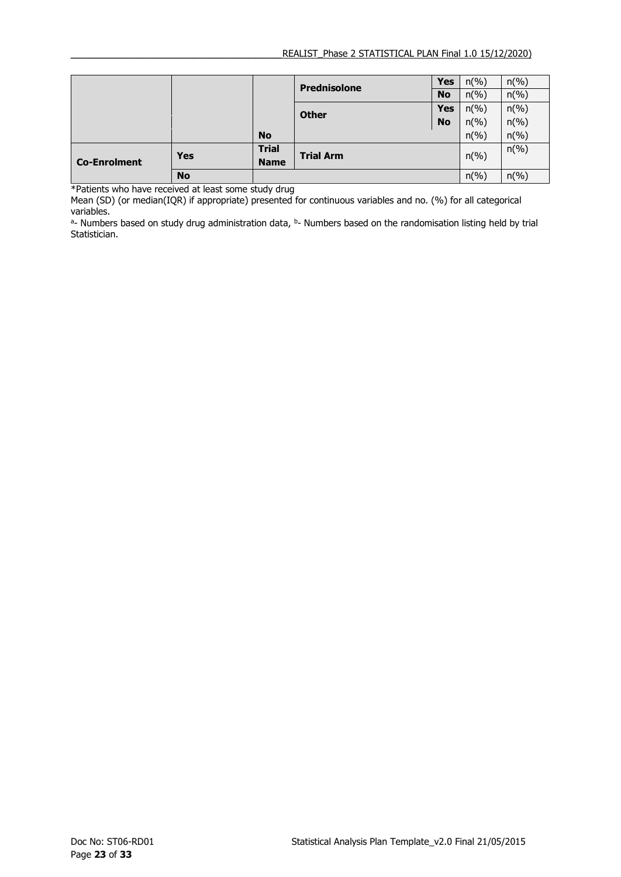|  |  |  |  |  |  |  |
|---|---|---|---|---|---|---|
|  |  |  | **Prednisolone** | **Yes** | n(%) | n(%) |
|  |  |  |  | **No** | n(%) | n(%) |
|  |  |  | **Other** | **Yes** | n(%) | n(%) |
|  |  |  |  | **No** | n(%) | n(%) |
|  |  | **No** |  |  | n(%) | n(%) |
| **Co-Enrolment** | **Yes** | **Trial Name** | **Trial Arm** |  | n(%) | n(%) |
|  | **No** |  |  |  | n(%) | n(%) |

*Patients who have received at least some study drug

Mean (SD) (or median(IQR) if appropriate) presented for continuous variables and no. (%) for all categorical variables.

[a]- Numbers based on study drug administration data, [b]- Numbers based on the randomisation listing held by trial Statistician.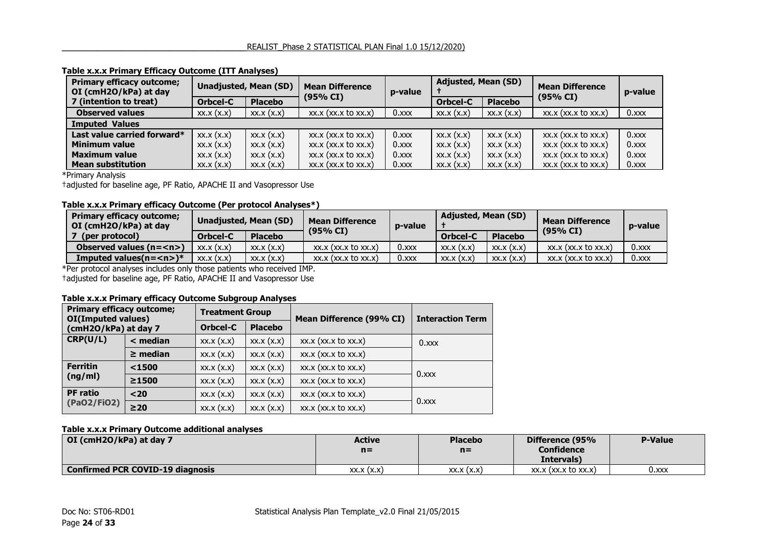**Table x.x.x Primary Efficacy Outcome (ITT Analyses)**

| Primary efficacy outcome; OI (cmH2O/kPa) at day 7 (intention to treat) | Unadjusted, Mean (SD) | | Mean Difference (95% CI) | p-value | Adjusted, Mean (SD) † | | Mean Difference (95% CI) | p-value |
|---|---|---|---|---|---|---|---|---|
| | Orbcel-C | Placebo | | | Orbcel-C | Placebo | | |
| **Observed values** | xx.x (x.x) | xx.x (x.x) | xx.x (xx.x to xx.x) | 0.xxx | xx.x (x.x) | xx.x (x.x) | xx.x (xx.x to xx.x) | 0.xxx |
| **Imputed Values** | | | | | | | | |
| **Last value carried forward*** | xx.x (x.x) | xx.x (x.x) | xx.x (xx.x to xx.x) | 0.xxx | xx.x (x.x) | xx.x (x.x) | xx.x (xx.x to xx.x) | 0.xxx |
| **Minimum value** | xx.x (x.x) | xx.x (x.x) | xx.x (xx.x to xx.x) | 0.xxx | xx.x (x.x) | xx.x (x.x) | xx.x (xx.x to xx.x) | 0.xxx |
| **Maximum value** | xx.x (x.x) | xx.x (x.x) | xx.x (xx.x to xx.x) | 0.xxx | xx.x (x.x) | xx.x (x.x) | xx.x (xx.x to xx.x) | 0.xxx |
| **Mean substitution** | xx.x (x.x) | xx.x (x.x) | xx.x (xx.x to xx.x) | 0.xxx | xx.x (x.x) | xx.x (x.x) | xx.x (xx.x to xx.x) | 0.xxx |

*Primary Analysis

†adjusted for baseline age, PF Ratio, APACHE II and Vasopressor Use

**Table x.x.x Primary efficacy Outcome (Per protocol Analyses*)**

| Primary efficacy outcome; OI (cmH2O/kPa) at day 7 (per protocol) | Unadjusted, Mean (SD) | | Mean Difference (95% CI) | p-value | Adjusted, Mean (SD) † | | Mean Difference (95% CI) | p-value |
|---|---|---|---|---|---|---|---|---|
| | Orbcel-C | Placebo | | | Orbcel-C | Placebo | | |
| **Observed values (n=<n>)** | xx.x (x.x) | xx.x (x.x) | xx.x (xx.x to xx.x) | 0.xxx | xx.x (x.x) | xx.x (x.x) | xx.x (xx.x to xx.x) | 0.xxx |
| **Imputed values(n=<n>)*** | xx.x (x.x) | xx.x (x.x) | xx.x (xx.x to xx.x) | 0.xxx | xx.x (x.x) | xx.x (x.x) | xx.x (xx.x to xx.x) | 0.xxx |

*Per protocol analyses includes only those patients who received IMP.

†adjusted for baseline age, PF Ratio, APACHE II and Vasopressor Use

**Table x.x.x Primary efficacy Outcome Subgroup Analyses**

| Primary efficacy outcome; OI(Imputed values) (cmH2O/kPa) at day 7 | | Treatment Group | | Mean Difference (99% CI) | Interaction Term |
|---|---|---|---|---|---|
| | | Orbcel-C | Placebo | | |
| **CRP(U/L)** | **< median** | xx.x (x.x) | xx.x (x.x) | xx.x (xx.x to xx.x) | 0.xxx |
| | **≥ median** | xx.x (x.x) | xx.x (x.x) | xx.x (xx.x to xx.x) | |
| **Ferritin (ng/ml)** | **<1500** | xx.x (x.x) | xx.x (x.x) | xx.x (xx.x to xx.x) | 0.xxx |
| | **≥1500** | xx.x (x.x) | xx.x (x.x) | xx.x (xx.x to xx.x) | |
| **PF ratio (PaO2/FiO2)** | **<20** | xx.x (x.x) | xx.x (x.x) | xx.x (xx.x to xx.x) | 0.xxx |
| | **≥20** | xx.x (x.x) | xx.x (x.x) | xx.x (xx.x to xx.x) | |

**Table x.x.x Primary Outcome additional analyses**

| OI (cmH2O/kPa) at day 7 | Active n= | Placebo n= | Difference (95% Confidence Intervals) | P-Value |
|---|---|---|---|---|
| **Confirmed PCR COVID-19 diagnosis** | xx.x (x.x) | xx.x (x.x) | xx.x (xx.x to xx.x) | 0.xxx |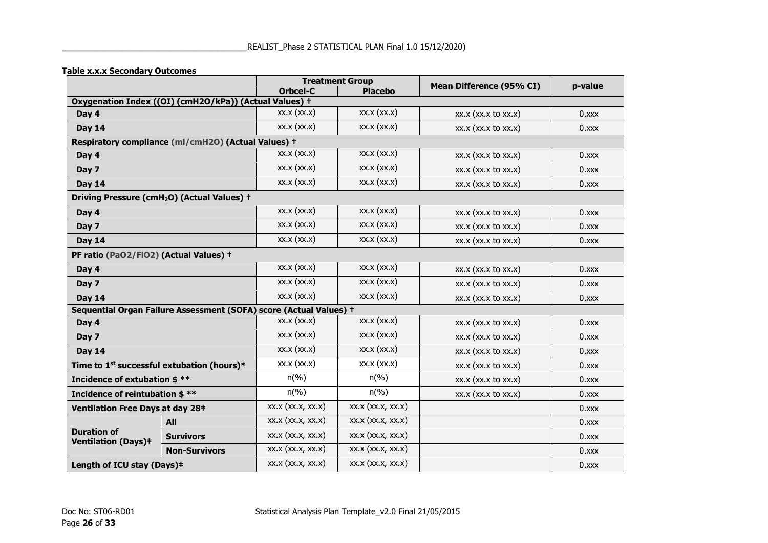**Table x.x.x Secondary Outcomes**

| | | Treatment Group | | Mean Difference (95% CI) | p-value |
|---|---|---|---|---|---|
| | | **Orbcel-C** | **Placebo** | | |
| **Oxygenation Index ((OI) (cmH2O/kPa)) (Actual Values) †** | | | | | |
| **Day 4** | | xx.x (xx.x) | xx.x (xx.x) | xx.x (xx.x to xx.x) | 0.xxx |
| **Day 14** | | xx.x (xx.x) | xx.x (xx.x) | xx.x (xx.x to xx.x) | 0.xxx |
| **Respiratory compliance (ml/cmH2O) (Actual Values) †** | | | | | |
| **Day 4** | | xx.x (xx.x) | xx.x (xx.x) | xx.x (xx.x to xx.x) | 0.xxx |
| **Day 7** | | xx.x (xx.x) | xx.x (xx.x) | xx.x (xx.x to xx.x) | 0.xxx |
| **Day 14** | | xx.x (xx.x) | xx.x (xx.x) | xx.x (xx.x to xx.x) | 0.xxx |
| **Driving Pressure ($cmH_2O$) (Actual Values) †** | | | | | |
| **Day 4** | | xx.x (xx.x) | xx.x (xx.x) | xx.x (xx.x to xx.x) | 0.xxx |
| **Day 7** | | xx.x (xx.x) | xx.x (xx.x) | xx.x (xx.x to xx.x) | 0.xxx |
| **Day 14** | | xx.x (xx.x) | xx.x (xx.x) | xx.x (xx.x to xx.x) | 0.xxx |
| **PF ratio (PaO2/FiO2) (Actual Values) †** | | | | | |
| **Day 4** | | xx.x (xx.x) | xx.x (xx.x) | xx.x (xx.x to xx.x) | 0.xxx |
| **Day 7** | | xx.x (xx.x) | xx.x (xx.x) | xx.x (xx.x to xx.x) | 0.xxx |
| **Day 14** | | xx.x (xx.x) | xx.x (xx.x) | xx.x (xx.x to xx.x) | 0.xxx |
| **Sequential Organ Failure Assessment (SOFA) score (Actual Values) †** | | | | | |
| **Day 4** | | xx.x (xx.x) | xx.x (xx.x) | xx.x (xx.x to xx.x) | 0.xxx |
| **Day 7** | | xx.x (xx.x) | xx.x (xx.x) | xx.x (xx.x to xx.x) | 0.xxx |
| **Day 14** | | xx.x (xx.x) | xx.x (xx.x) | xx.x (xx.x to xx.x) | 0.xxx |
| **Time to 1st successful extubation (hours)*** | | xx.x (xx.x) | xx.x (xx.x) | xx.x (xx.x to xx.x) | 0.xxx |
| **Incidence of extubation $ **** | | n(%) | n(%) | xx.x (xx.x to xx.x) | 0.xxx |
| **Incidence of reintubation $ **** | | n(%) | n(%) | xx.x (xx.x to xx.x) | 0.xxx |
| **Ventilation Free Days at day 28‡** | | xx.x (xx.x, xx.x) | xx.x (xx.x, xx.x) | | 0.xxx |
| **Duration of Ventilation (Days)‡** | **All** | xx.x (xx.x, xx.x) | xx.x (xx.x, xx.x) | | 0.xxx |
| | **Survivors** | xx.x (xx.x, xx.x) | xx.x (xx.x, xx.x) | | 0.xxx |
| | **Non-Survivors** | xx.x (xx.x, xx.x) | xx.x (xx.x, xx.x) | | 0.xxx |
| **Length of ICU stay (Days)‡** | | xx.x (xx.x, xx.x) | xx.x (xx.x, xx.x) | | 0.xxx |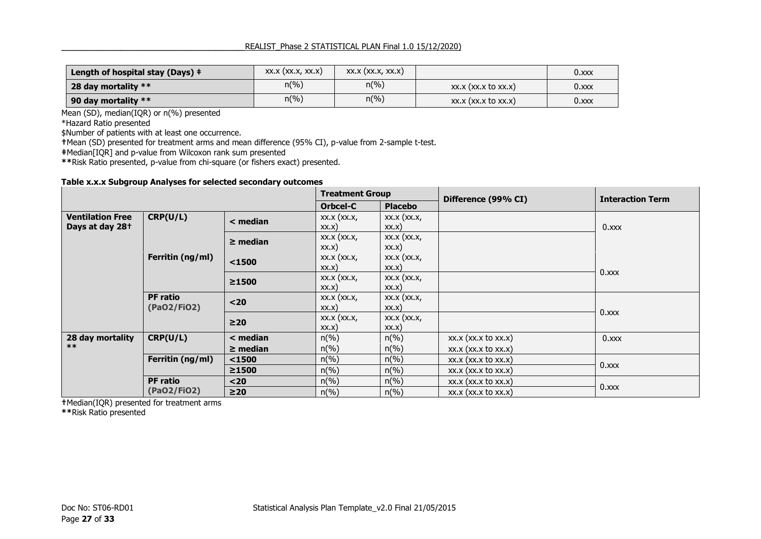| Length of hospital stay (Days) ‡ | xx.x (xx.x, xx.x) | xx.x (xx.x, xx.x) | | 0.xxx |
|---|---|---|---|---|
| **28 day mortality** ** | n(%) | n(%) | xx.x (xx.x to xx.x) | 0.xxx |
| **90 day mortality** ** | n(%) | n(%) | xx.x (xx.x to xx.x) | 0.xxx |

Mean (SD), median(IQR) or n(%) presented

*Hazard Ratio presented

$Number of patients with at least one occurrence.

†Mean (SD) presented for treatment arms and mean difference (95% CI), p-value from 2-sample t-test.

‡Median[IQR] and p-value from Wilcoxon rank sum presented

**Risk Ratio presented, p-value from chi-square (or fishers exact) presented.

**Table x.x.x Subgroup Analyses for selected secondary outcomes**

| | | | Treatment Group | | Difference (99% CI) | Interaction Term |
|---|---|---|---|---|---|---|
| | | | **Orbcel-C** | **Placebo** | | |
| **Ventilation Free Days at day 28†** | **CRP(U/L)** | **< median** | xx.x (xx.x, xx.x) | xx.x (xx.x, xx.x) | | 0.xxx |
| | | **≥ median** | xx.x (xx.x, xx.x) | xx.x (xx.x, xx.x) | | |
| | **Ferritin (ng/ml)** | **<1500** | xx.x (xx.x, xx.x) | xx.x (xx.x, xx.x) | | 0.xxx |
| | | **≥1500** | xx.x (xx.x, xx.x) | xx.x (xx.x, xx.x) | | |
| | **PF ratio (PaO2/FiO2)** | **<20** | xx.x (xx.x, xx.x) | xx.x (xx.x, xx.x) | | 0.xxx |
| | | **≥20** | xx.x (xx.x, xx.x) | xx.x (xx.x, xx.x) | | |
| **28 day mortality** ** | **CRP(U/L)** | **< median** | n(%) | n(%) | xx.x (xx.x to xx.x) | 0.xxx |
| | | **≥ median** | n(%) | n(%) | xx.x (xx.x to xx.x) | |
| | **Ferritin (ng/ml)** | **<1500** | n(%) | n(%) | xx.x (xx.x to xx.x) | 0.xxx |
| | | **≥1500** | n(%) | n(%) | xx.x (xx.x to xx.x) | |
| | **PF ratio (PaO2/FiO2)** | **<20** | n(%) | n(%) | xx.x (xx.x to xx.x) | 0.xxx |
| | | **≥20** | n(%) | n(%) | xx.x (xx.x to xx.x) | |

†Median(IQR) presented for treatment arms

**Risk Ratio presented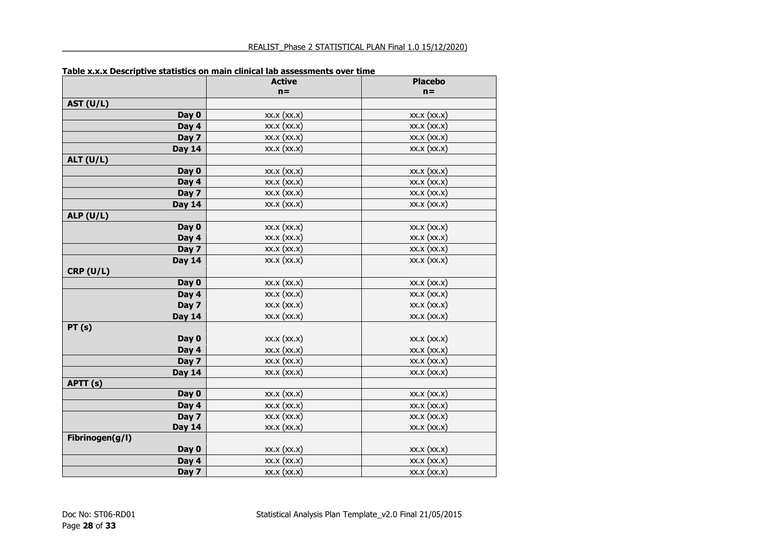**Table x.x.x Descriptive statistics on main clinical lab assessments over time**

| | Active<br>n= | Placebo<br>n= |
|---|---|---|
| **AST (U/L)** | | |
| **Day 0** | xx.x (xx.x) | xx.x (xx.x) |
| **Day 4** | xx.x (xx.x) | xx.x (xx.x) |
| **Day 7** | xx.x (xx.x) | xx.x (xx.x) |
| **Day 14** | xx.x (xx.x) | xx.x (xx.x) |
| **ALT (U/L)** | | |
| **Day 0** | xx.x (xx.x) | xx.x (xx.x) |
| **Day 4** | xx.x (xx.x) | xx.x (xx.x) |
| **Day 7** | xx.x (xx.x) | xx.x (xx.x) |
| **Day 14** | xx.x (xx.x) | xx.x (xx.x) |
| **ALP (U/L)** | | |
| **Day 0** | xx.x (xx.x) | xx.x (xx.x) |
| **Day 4** | xx.x (xx.x) | xx.x (xx.x) |
| **Day 7** | xx.x (xx.x) | xx.x (xx.x) |
| **Day 14** | xx.x (xx.x) | xx.x (xx.x) |
| **CRP (U/L)** | | |
| **Day 0** | xx.x (xx.x) | xx.x (xx.x) |
| **Day 4** | xx.x (xx.x) | xx.x (xx.x) |
| **Day 7** | xx.x (xx.x) | xx.x (xx.x) |
| **Day 14** | xx.x (xx.x) | xx.x (xx.x) |
| **PT (s)** | | |
| **Day 0** | xx.x (xx.x) | xx.x (xx.x) |
| **Day 4** | xx.x (xx.x) | xx.x (xx.x) |
| **Day 7** | xx.x (xx.x) | xx.x (xx.x) |
| **Day 14** | xx.x (xx.x) | xx.x (xx.x) |
| **APTT (s)** | | |
| **Day 0** | xx.x (xx.x) | xx.x (xx.x) |
| **Day 4** | xx.x (xx.x) | xx.x (xx.x) |
| **Day 7** | xx.x (xx.x) | xx.x (xx.x) |
| **Day 14** | xx.x (xx.x) | xx.x (xx.x) |
| **Fibrinogen(g/l)** | | |
| **Day 0** | xx.x (xx.x) | xx.x (xx.x) |
| **Day 4** | xx.x (xx.x) | xx.x (xx.x) |
| **Day 7** | xx.x (xx.x) | xx.x (xx.x) |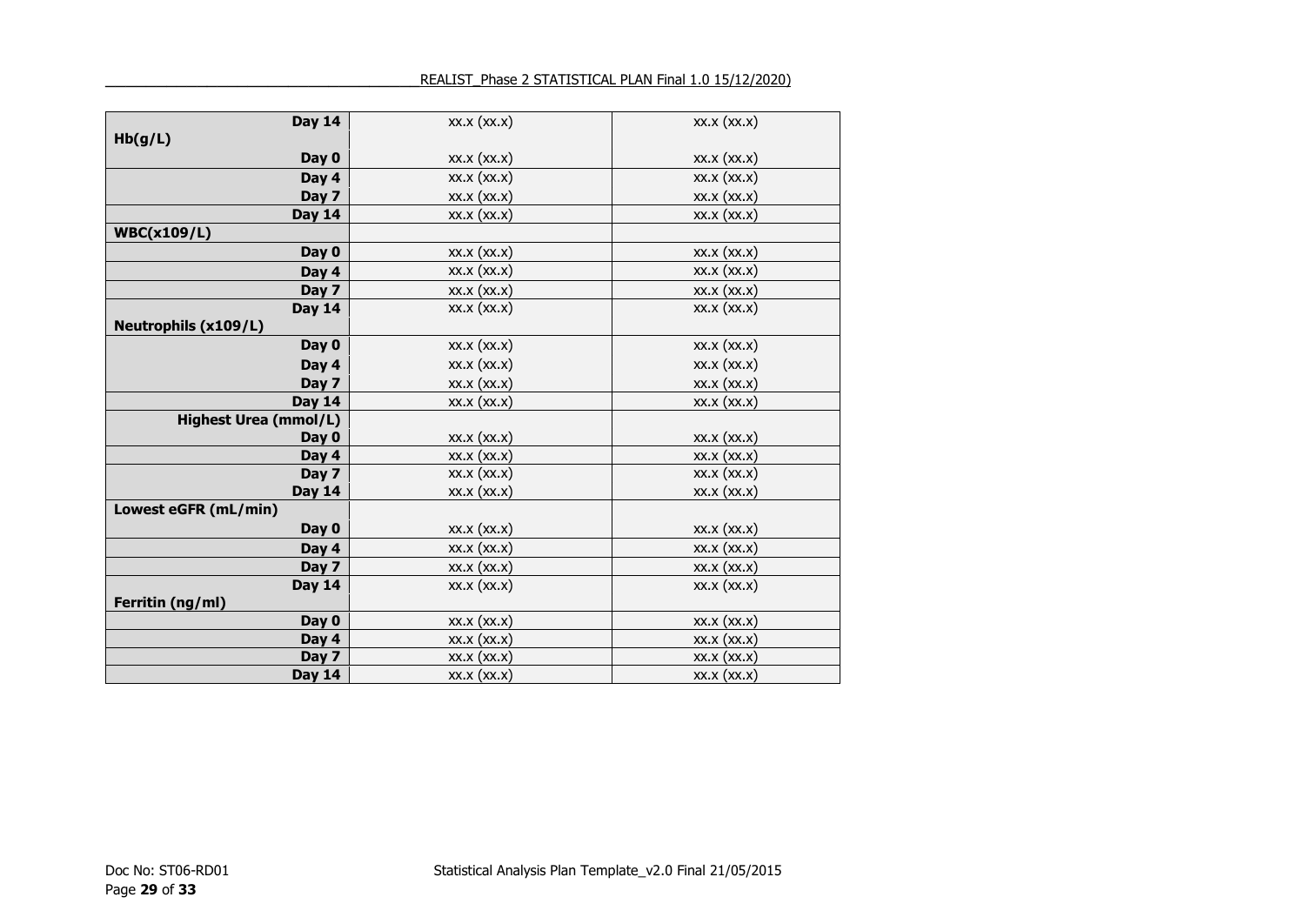| | | |
|---|---|---|
| Day 14 | xx.x (xx.x) | xx.x (xx.x) |
| **Hb(g/L)** | | |
| Day 0 | xx.x (xx.x) | xx.x (xx.x) |
| Day 4 | xx.x (xx.x) | xx.x (xx.x) |
| Day 7 | xx.x (xx.x) | xx.x (xx.x) |
| Day 14 | xx.x (xx.x) | xx.x (xx.x) |
| **WBC(x109/L)** | | |
| Day 0 | xx.x (xx.x) | xx.x (xx.x) |
| Day 4 | xx.x (xx.x) | xx.x (xx.x) |
| Day 7 | xx.x (xx.x) | xx.x (xx.x) |
| Day 14 | xx.x (xx.x) | xx.x (xx.x) |
| **Neutrophils (x109/L)** | | |
| Day 0 | xx.x (xx.x) | xx.x (xx.x) |
| Day 4 | xx.x (xx.x) | xx.x (xx.x) |
| Day 7 | xx.x (xx.x) | xx.x (xx.x) |
| Day 14 | xx.x (xx.x) | xx.x (xx.x) |
| **Highest Urea (mmol/L)** | | |
| Day 0 | xx.x (xx.x) | xx.x (xx.x) |
| Day 4 | xx.x (xx.x) | xx.x (xx.x) |
| Day 7 | xx.x (xx.x) | xx.x (xx.x) |
| Day 14 | xx.x (xx.x) | xx.x (xx.x) |
| **Lowest eGFR (mL/min)** | | |
| Day 0 | xx.x (xx.x) | xx.x (xx.x) |
| Day 4 | xx.x (xx.x) | xx.x (xx.x) |
| Day 7 | xx.x (xx.x) | xx.x (xx.x) |
| Day 14 | xx.x (xx.x) | xx.x (xx.x) |
| **Ferritin (ng/ml)** | | |
| Day 0 | xx.x (xx.x) | xx.x (xx.x) |
| Day 4 | xx.x (xx.x) | xx.x (xx.x) |
| Day 7 | xx.x (xx.x) | xx.x (xx.x) |
| Day 14 | xx.x (xx.x) | xx.x (xx.x) |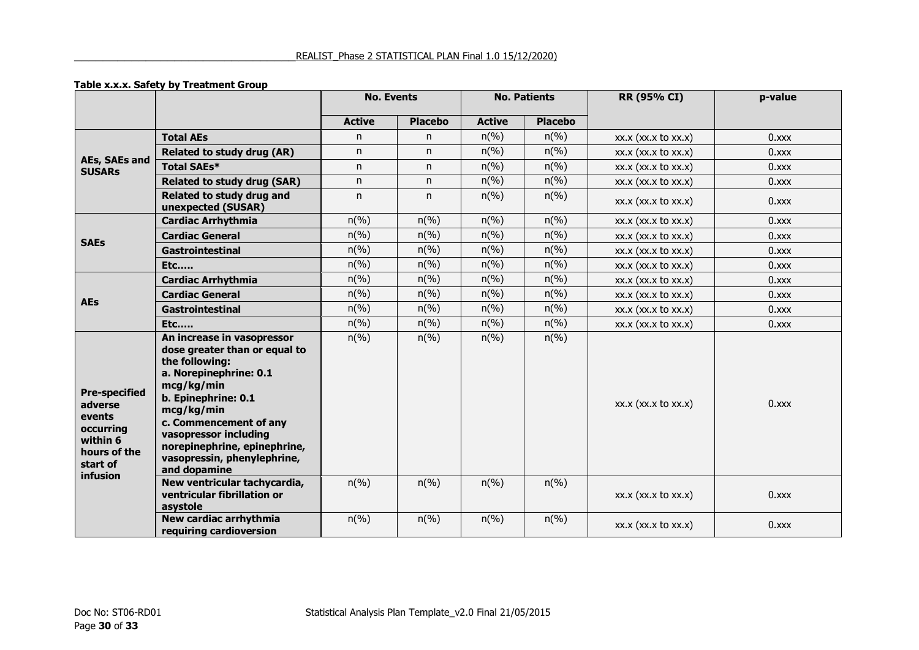**Table x.x.x. Safety by Treatment Group**

| | | No. Events | | No. Patients | | RR (95% CI) | p-value |
|---|---|---|---|---|---|---|---|
| | | **Active** | **Placebo** | **Active** | **Placebo** | | |
| **AEs, SAEs and SUSARs** | **Total AEs** | n | n | n(%) | n(%) | xx.x (xx.x to xx.x) | 0.xxx |
| | **Related to study drug (AR)** | n | n | n(%) | n(%) | xx.x (xx.x to xx.x) | 0.xxx |
| | **Total SAEs*** | n | n | n(%) | n(%) | xx.x (xx.x to xx.x) | 0.xxx |
| | **Related to study drug (SAR)** | n | n | n(%) | n(%) | xx.x (xx.x to xx.x) | 0.xxx |
| | **Related to study drug and unexpected (SUSAR)** | n | n | n(%) | n(%) | xx.x (xx.x to xx.x) | 0.xxx |
| **SAEs** | **Cardiac Arrhythmia** | n(%) | n(%) | n(%) | n(%) | xx.x (xx.x to xx.x) | 0.xxx |
| | **Cardiac General** | n(%) | n(%) | n(%) | n(%) | xx.x (xx.x to xx.x) | 0.xxx |
| | **Gastrointestinal** | n(%) | n(%) | n(%) | n(%) | xx.x (xx.x to xx.x) | 0.xxx |
| | **Etc…..** | n(%) | n(%) | n(%) | n(%) | xx.x (xx.x to xx.x) | 0.xxx |
| **AEs** | **Cardiac Arrhythmia** | n(%) | n(%) | n(%) | n(%) | xx.x (xx.x to xx.x) | 0.xxx |
| | **Cardiac General** | n(%) | n(%) | n(%) | n(%) | xx.x (xx.x to xx.x) | 0.xxx |
| | **Gastrointestinal** | n(%) | n(%) | n(%) | n(%) | xx.x (xx.x to xx.x) | 0.xxx |
| | **Etc…..** | n(%) | n(%) | n(%) | n(%) | xx.x (xx.x to xx.x) | 0.xxx |
| **Pre-specified adverse events occurring within 6 hours of the start of infusion** | **An increase in vasopressor dose greater than or equal to the following: a. Norepinephrine: 0.1 mcg/kg/min b. Epinephrine: 0.1 mcg/kg/min c. Commencement of any vasopressor including norepinephrine, epinephrine, vasopressin, phenylephrine, and dopamine** | n(%) | n(%) | n(%) | n(%) | xx.x (xx.x to xx.x) | 0.xxx |
| | **New ventricular tachycardia, ventricular fibrillation or asystole** | n(%) | n(%) | n(%) | n(%) | xx.x (xx.x to xx.x) | 0.xxx |
| | **New cardiac arrhythmia requiring cardioversion** | n(%) | n(%) | n(%) | n(%) | xx.x (xx.x to xx.x) | 0.xxx |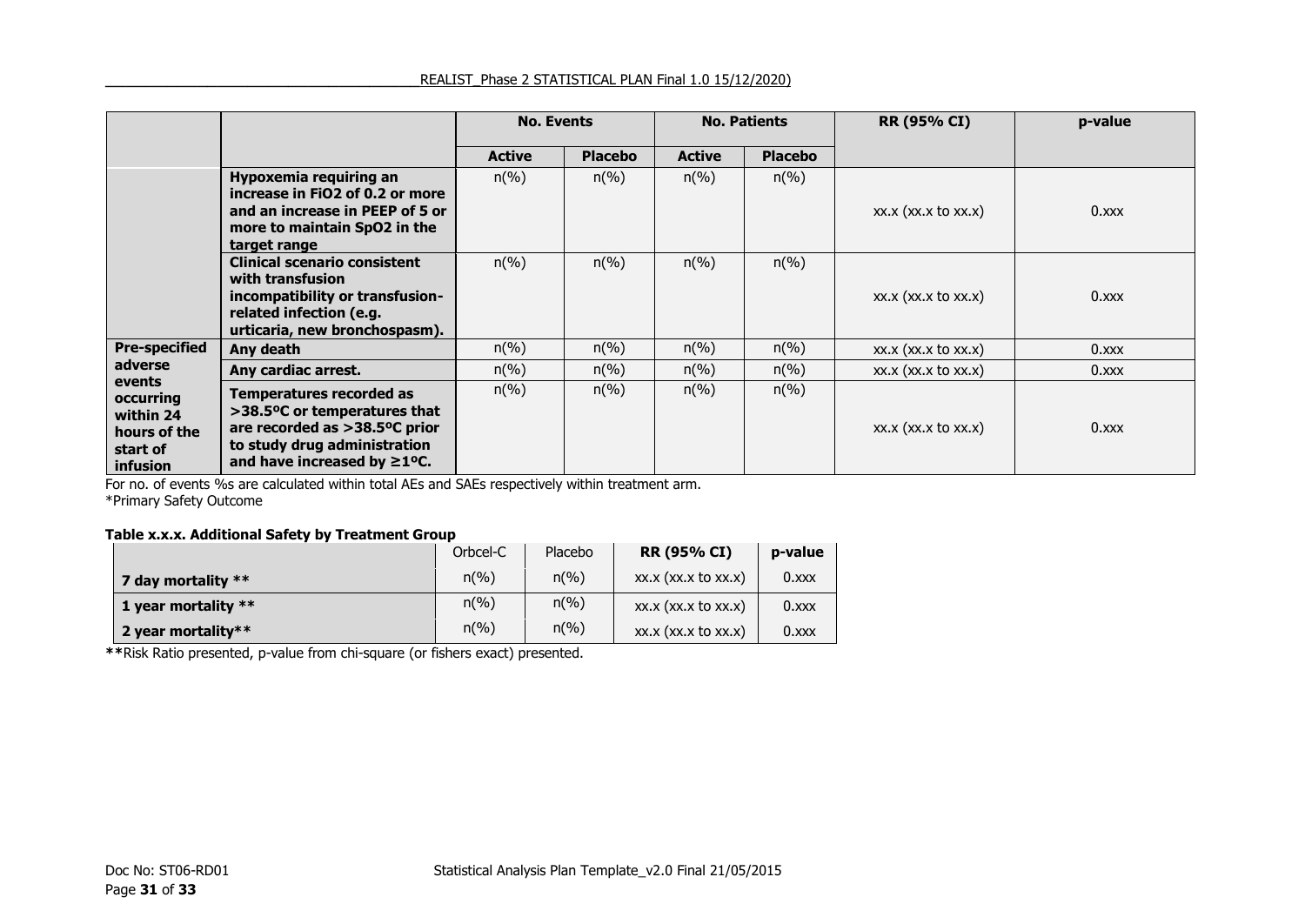| | | No. Events | | No. Patients | | RR (95% CI) | p-value |
|---|---|---|---|---|---|---|---|
| | | **Active** | **Placebo** | **Active** | **Placebo** | | |
| | **Hypoxemia requiring an increase in FiO2 of 0.2 or more and an increase in PEEP of 5 or more to maintain SpO2 in the target range** | n(%) | n(%) | n(%) | n(%) | xx.x (xx.x to xx.x) | 0.xxx |
| | **Clinical scenario consistent with transfusion incompatibility or transfusion-related infection (e.g. urticaria, new bronchospasm).** | n(%) | n(%) | n(%) | n(%) | xx.x (xx.x to xx.x) | 0.xxx |
| **Pre-specified adverse events occurring within 24 hours of the start of infusion** | **Any death** | n(%) | n(%) | n(%) | n(%) | xx.x (xx.x to xx.x) | 0.xxx |
| | **Any cardiac arrest.** | n(%) | n(%) | n(%) | n(%) | xx.x (xx.x to xx.x) | 0.xxx |
| | **Temperatures recorded as >38.5ºC or temperatures that are recorded as >38.5ºC prior to study drug administration and have increased by ≥1ºC.** | n(%) | n(%) | n(%) | n(%) | xx.x (xx.x to xx.x) | 0.xxx |

For no. of events %s are calculated within total AEs and SAEs respectively within treatment arm.
*Primary Safety Outcome

**Table x.x.x. Additional Safety by Treatment Group**

| | Orbcel-C | Placebo | **RR (95% CI)** | **p-value** |
|---|---|---|---|---|
| **7 day mortality** ** | n(%) | n(%) | xx.x (xx.x to xx.x) | 0.xxx |
| **1 year mortality** ** | n(%) | n(%) | xx.x (xx.x to xx.x) | 0.xxx |
| **2 year mortality**** | n(%) | n(%) | xx.x (xx.x to xx.x) | 0.xxx |

**Risk Ratio presented, p-value from chi-square (or fishers exact) presented.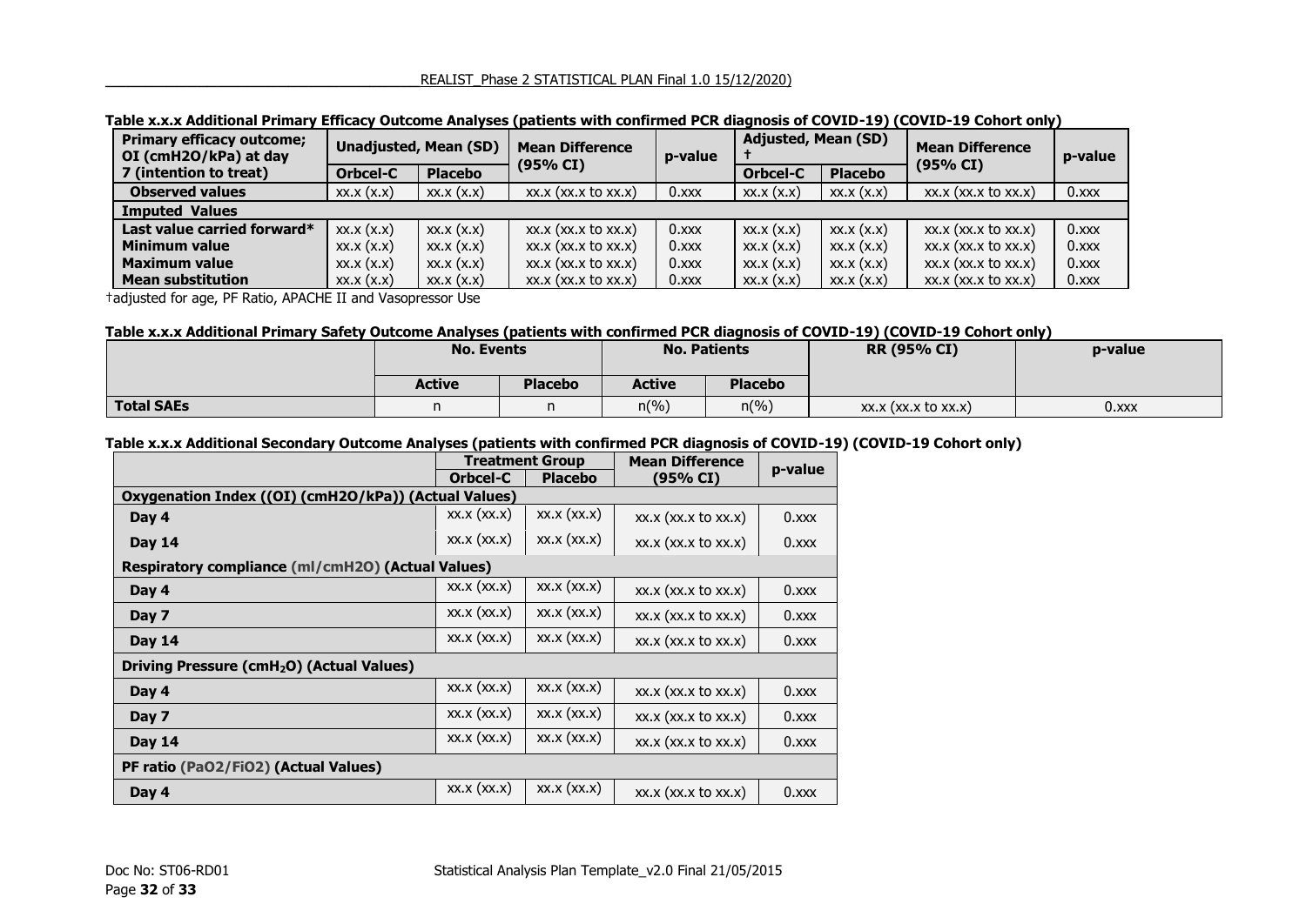**Table x.x.x Additional Primary Efficacy Outcome Analyses (patients with confirmed PCR diagnosis of COVID-19) (COVID-19 Cohort only)**

| Primary efficacy outcome; OI (cmH2O/kPa) at day 7 (intention to treat) | Unadjusted, Mean (SD) | | Mean Difference (95% CI) | p-value | Adjusted, Mean (SD) † | | Mean Difference (95% CI) | p-value |
|---|---|---|---|---|---|---|---|---|
| | Orbcel-C | Placebo | | | Orbcel-C | Placebo | | |
| **Observed values** | xx.x (x.x) | xx.x (x.x) | xx.x (xx.x to xx.x) | 0.xxx | xx.x (x.x) | xx.x (x.x) | xx.x (xx.x to xx.x) | 0.xxx |
| **Imputed Values** | | | | | | | | |
| **Last value carried forward*** | xx.x (x.x) | xx.x (x.x) | xx.x (xx.x to xx.x) | 0.xxx | xx.x (x.x) | xx.x (x.x) | xx.x (xx.x to xx.x) | 0.xxx |
| **Minimum value** | xx.x (x.x) | xx.x (x.x) | xx.x (xx.x to xx.x) | 0.xxx | xx.x (x.x) | xx.x (x.x) | xx.x (xx.x to xx.x) | 0.xxx |
| **Maximum value** | xx.x (x.x) | xx.x (x.x) | xx.x (xx.x to xx.x) | 0.xxx | xx.x (x.x) | xx.x (x.x) | xx.x (xx.x to xx.x) | 0.xxx |
| **Mean substitution** | xx.x (x.x) | xx.x (x.x) | xx.x (xx.x to xx.x) | 0.xxx | xx.x (x.x) | xx.x (x.x) | xx.x (xx.x to xx.x) | 0.xxx |

†adjusted for age, PF Ratio, APACHE II and Vasopressor Use

**Table x.x.x Additional Primary Safety Outcome Analyses (patients with confirmed PCR diagnosis of COVID-19) (COVID-19 Cohort only)**

| | No. Events | | No. Patients | | RR (95% CI) | p-value |
|---|---|---|---|---|---|---|
| | Active | Placebo | Active | Placebo | | |
| **Total SAEs** | n | n | n(%) | n(%) | xx.x (xx.x to xx.x) | 0.xxx |

**Table x.x.x Additional Secondary Outcome Analyses (patients with confirmed PCR diagnosis of COVID-19) (COVID-19 Cohort only)**

| | Treatment Group | | Mean Difference (95% CI) | p-value |
|---|---|---|---|---|
| | Orbcel-C | Placebo | | |
| **Oxygenation Index ((OI) (cmH2O/kPa)) (Actual Values)** | | | | |
| **Day 4** | xx.x (xx.x) | xx.x (xx.x) | xx.x (xx.x to xx.x) | 0.xxx |
| **Day 14** | xx.x (xx.x) | xx.x (xx.x) | xx.x (xx.x to xx.x) | 0.xxx |
| **Respiratory compliance (ml/cmH2O) (Actual Values)** | | | | |
| **Day 4** | xx.x (xx.x) | xx.x (xx.x) | xx.x (xx.x to xx.x) | 0.xxx |
| **Day 7** | xx.x (xx.x) | xx.x (xx.x) | xx.x (xx.x to xx.x) | 0.xxx |
| **Day 14** | xx.x (xx.x) | xx.x (xx.x) | xx.x (xx.x to xx.x) | 0.xxx |
| **Driving Pressure ($cmH_2O$) (Actual Values)** | | | | |
| **Day 4** | xx.x (xx.x) | xx.x (xx.x) | xx.x (xx.x to xx.x) | 0.xxx |
| **Day 7** | xx.x (xx.x) | xx.x (xx.x) | xx.x (xx.x to xx.x) | 0.xxx |
| **Day 14** | xx.x (xx.x) | xx.x (xx.x) | xx.x (xx.x to xx.x) | 0.xxx |
| **PF ratio (PaO2/FiO2) (Actual Values)** | | | | |
| **Day 4** | xx.x (xx.x) | xx.x (xx.x) | xx.x (xx.x to xx.x) | 0.xxx |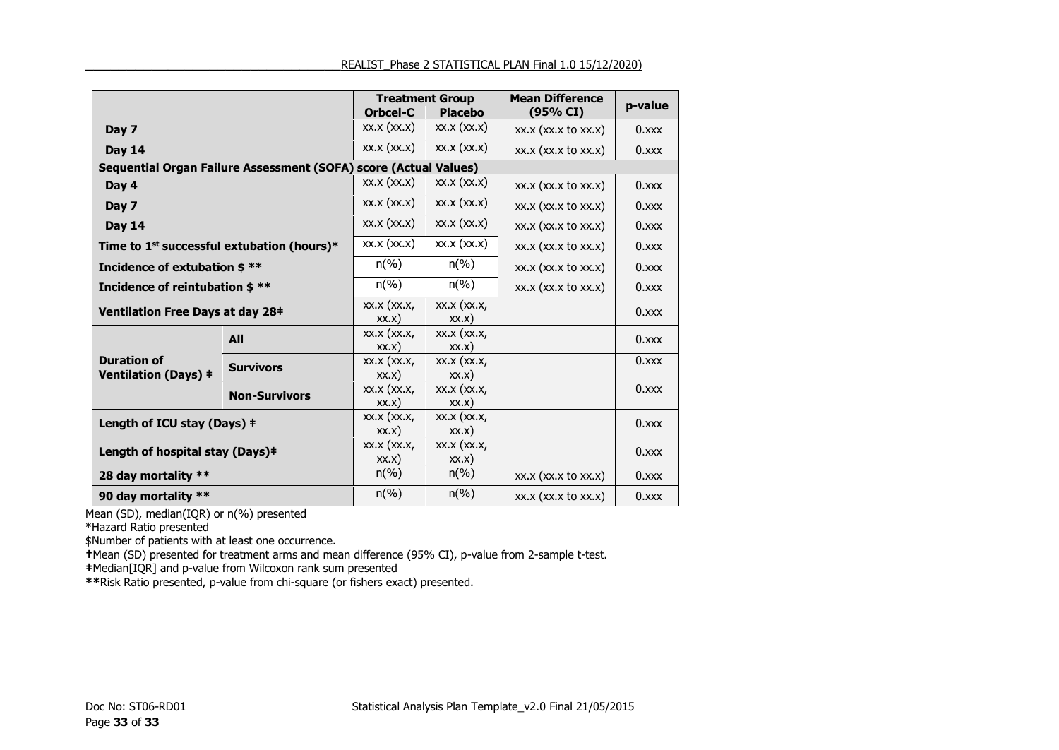| | | Treatment Group | | Mean Difference (95% CI) | p-value |
|---|---|---|---|---|---|
| | | **Orbcel-C** | **Placebo** | | |
| **Day 7** | | xx.x (xx.x) | xx.x (xx.x) | xx.x (xx.x to xx.x) | 0.xxx |
| **Day 14** | | xx.x (xx.x) | xx.x (xx.x) | xx.x (xx.x to xx.x) | 0.xxx |
| **Sequential Organ Failure Assessment (SOFA) score (Actual Values)** | | | | | |
| **Day 4** | | xx.x (xx.x) | xx.x (xx.x) | xx.x (xx.x to xx.x) | 0.xxx |
| **Day 7** | | xx.x (xx.x) | xx.x (xx.x) | xx.x (xx.x to xx.x) | 0.xxx |
| **Day 14** | | xx.x (xx.x) | xx.x (xx.x) | xx.x (xx.x to xx.x) | 0.xxx |
| **Time to 1st successful extubation (hours)*** | | xx.x (xx.x) | xx.x (xx.x) | xx.x (xx.x to xx.x) | 0.xxx |
| **Incidence of extubation $ **** | | n(%) | n(%) | xx.x (xx.x to xx.x) | 0.xxx |
| **Incidence of reintubation $ **** | | n(%) | n(%) | xx.x (xx.x to xx.x) | 0.xxx |
| **Ventilation Free Days at day 28‡** | | xx.x (xx.x, xx.x) | xx.x (xx.x, xx.x) | | 0.xxx |
| **Duration of Ventilation (Days) ‡** | **All** | xx.x (xx.x, xx.x) | xx.x (xx.x, xx.x) | | 0.xxx |
| | **Survivors** | xx.x (xx.x, xx.x) | xx.x (xx.x, xx.x) | | 0.xxx |
| | **Non-Survivors** | xx.x (xx.x, xx.x) | xx.x (xx.x, xx.x) | | 0.xxx |
| **Length of ICU stay (Days) ‡** | | xx.x (xx.x, xx.x) | xx.x (xx.x, xx.x) | | 0.xxx |
| **Length of hospital stay (Days)‡** | | xx.x (xx.x, xx.x) | xx.x (xx.x, xx.x) | | 0.xxx |
| **28 day mortality **** | | n(%) | n(%) | xx.x (xx.x to xx.x) | 0.xxx |
| **90 day mortality **** | | n(%) | n(%) | xx.x (xx.x to xx.x) | 0.xxx |

Mean (SD), median(IQR) or n(%) presented

*Hazard Ratio presented

$Number of patients with at least one occurrence.

†Mean (SD) presented for treatment arms and mean difference (95% CI), p-value from 2-sample t-test.

‡Median[IQR] and p-value from Wilcoxon rank sum presented

**Risk Ratio presented, p-value from chi-square (or fishers exact) presented.